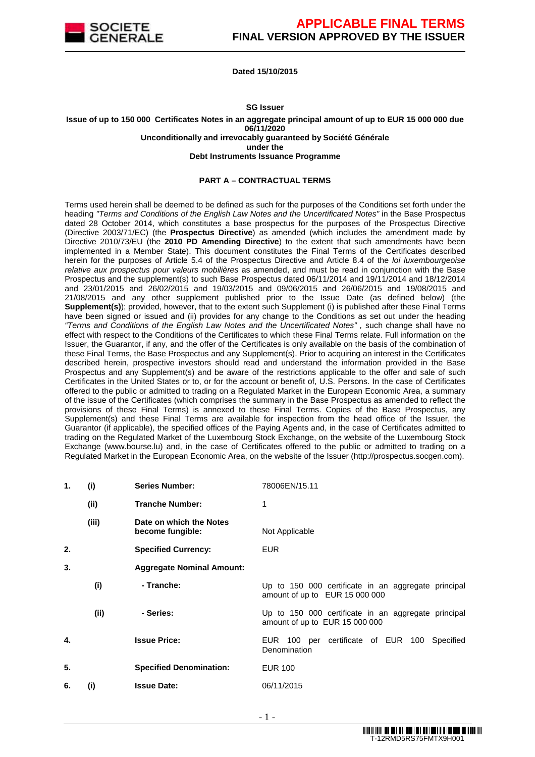**APPLICABLE FINAL TERMS**
**FINAL VERSION APPROVED BY THE ISSUER**

**Dated 15/10/2015**

**SG Issuer**

**Issue of up to 150 000 Certificates Notes in an aggregate principal amount of up to EUR 15 000 000 due 06/11/2020**
**Unconditionally and irrevocably guaranteed by Société Générale**
**under the**
**Debt Instruments Issuance Programme**

**PART A – CONTRACTUAL TERMS**

Terms used herein shall be deemed to be defined as such for the purposes of the Conditions set forth under the heading *"Terms and Conditions of the English Law Notes and the Uncertificated Notes"* in the Base Prospectus dated 28 October 2014, which constitutes a base prospectus for the purposes of the Prospectus Directive (Directive 2003/71/EC) (the **Prospectus Directive**) as amended (which includes the amendment made by Directive 2010/73/EU (the **2010 PD Amending Directive**) to the extent that such amendments have been implemented in a Member State). This document constitutes the Final Terms of the Certificates described herein for the purposes of Article 5.4 of the Prospectus Directive and Article 8.4 of the *loi luxembourgeoise relative aux prospectus pour valeurs mobilières* as amended, and must be read in conjunction with the Base Prospectus and the supplement(s) to such Base Prospectus dated 06/11/2014 and 19/11/2014 and 18/12/2014 and 23/01/2015 and 26/02/2015 and 19/03/2015 and 09/06/2015 and 26/06/2015 and 19/08/2015 and 21/08/2015 and any other supplement published prior to the Issue Date (as defined below) (the **Supplement(s)**); provided, however, that to the extent such Supplement (i) is published after these Final Terms have been signed or issued and (ii) provides for any change to the Conditions as set out under the heading *"Terms and Conditions of the English Law Notes and the Uncertificated Notes"* , such change shall have no effect with respect to the Conditions of the Certificates to which these Final Terms relate. Full information on the Issuer, the Guarantor, if any, and the offer of the Certificates is only available on the basis of the combination of these Final Terms, the Base Prospectus and any Supplement(s). Prior to acquiring an interest in the Certificates described herein, prospective investors should read and understand the information provided in the Base Prospectus and any Supplement(s) and be aware of the restrictions applicable to the offer and sale of such Certificates in the United States or to, or for the account or benefit of, U.S. Persons. In the case of Certificates offered to the public or admitted to trading on a Regulated Market in the European Economic Area, a summary of the issue of the Certificates (which comprises the summary in the Base Prospectus as amended to reflect the provisions of these Final Terms) is annexed to these Final Terms. Copies of the Base Prospectus, any Supplement(s) and these Final Terms are available for inspection from the head office of the Issuer, the Guarantor (if applicable), the specified offices of the Paying Agents and, in the case of Certificates admitted to trading on the Regulated Market of the Luxembourg Stock Exchange, on the website of the Luxembourg Stock Exchange (www.bourse.lu) and, in the case of Certificates offered to the public or admitted to trading on a Regulated Market in the European Economic Area, on the website of the Issuer (http://prospectus.socgen.com).

| | | | |
|---|---|---|---|
| **1.** | **(i)** | **Series Number:** | 78006EN/15.11 |
| | **(ii)** | **Tranche Number:** | 1 |
| | **(iii)** | **Date on which the Notes become fungible:** | Not Applicable |
| **2.** | | **Specified Currency:** | EUR |
| **3.** | | **Aggregate Nominal Amount:** | |
| | **(i)** | **- Tranche:** | Up to 150 000 certificate in an aggregate principal amount of up to EUR 15 000 000 |
| | **(ii)** | **- Series:** | Up to 150 000 certificate in an aggregate principal amount of up to EUR 15 000 000 |
| **4.** | | **Issue Price:** | EUR 100 per certificate of EUR 100 Specified Denomination |
| **5.** | | **Specified Denomination:** | EUR 100 |
| **6.** | **(i)** | **Issue Date:** | 06/11/2015 |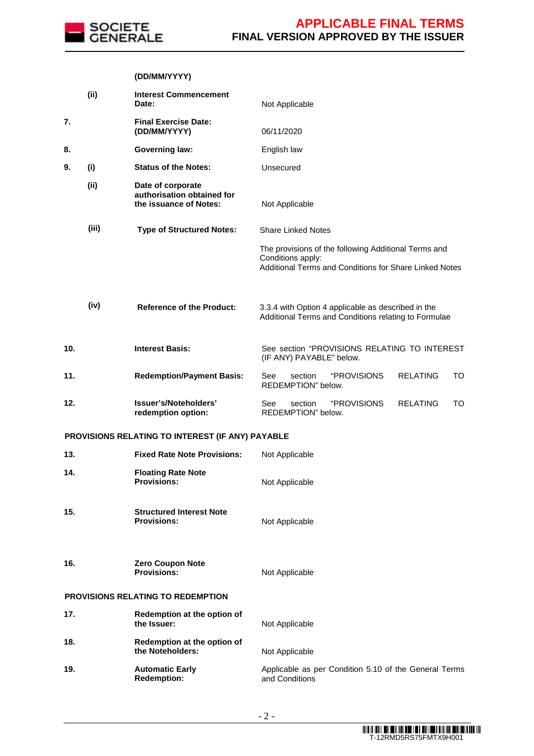| | | | |
|---|---|---|---|
| | | (DD/MM/YYYY) | |
| | (ii) | **Interest Commencement Date:** | Not Applicable |
| **7.** | | **Final Exercise Date: (DD/MM/YYYY)** | 06/11/2020 |
| **8.** | | **Governing law:** | English law |
| **9.** | **(i)** | **Status of the Notes:** | Unsecured |
| | **(ii)** | **Date of corporate authorisation obtained for the issuance of Notes:** | Not Applicable |
| | **(iii)** | **Type of Structured Notes:** | Share Linked Notes<br><br>The provisions of the following Additional Terms and Conditions apply:<br>Additional Terms and Conditions for Share Linked Notes |
| | **(iv)** | **Reference of the Product:** | 3.3.4 with Option 4 applicable as described in the Additional Terms and Conditions relating to Formulae |
| **10.** | | **Interest Basis:** | See section "PROVISIONS RELATING TO INTEREST (IF ANY) PAYABLE" below. |
| **11.** | | **Redemption/Payment Basis:** | See section "PROVISIONS RELATING TO REDEMPTION" below. |
| **12.** | | **Issuer's/Noteholders' redemption option:** | See section "PROVISIONS RELATING TO REDEMPTION" below. |

**PROVISIONS RELATING TO INTEREST (IF ANY) PAYABLE**

| | | |
|---|---|---|
| **13.** | **Fixed Rate Note Provisions:** | Not Applicable |
| **14.** | **Floating Rate Note Provisions:** | Not Applicable |
| **15.** | **Structured Interest Note Provisions:** | Not Applicable |
| **16.** | **Zero Coupon Note Provisions:** | Not Applicable |

**PROVISIONS RELATING TO REDEMPTION**

| | | |
|---|---|---|
| **17.** | **Redemption at the option of the Issuer:** | Not Applicable |
| **18.** | **Redemption at the option of the Noteholders:** | Not Applicable |
| **19.** | **Automatic Early Redemption:** | Applicable as per Condition 5.10 of the General Terms and Conditions |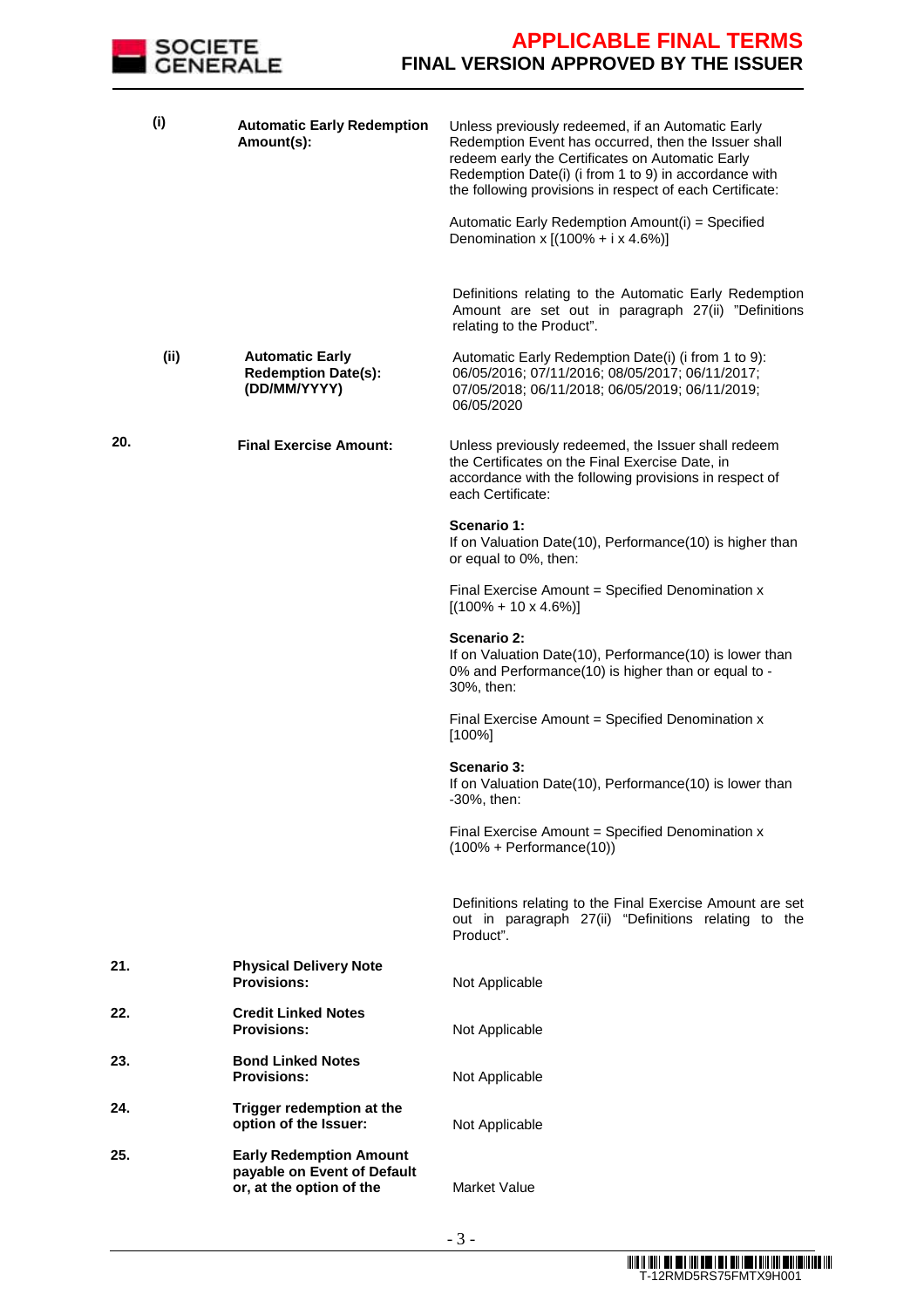| | | | |
|---|---|---|---|
| | (i) | **Automatic Early Redemption Amount(s):** | Unless previously redeemed, if an Automatic Early Redemption Event has occurred, then the Issuer shall redeem early the Certificates on Automatic Early Redemption Date(i) (i from 1 to 9) in accordance with the following provisions in respect of each Certificate:<br><br>Automatic Early Redemption Amount(i) = Specified Denomination x [(100% + i x 4.6%)]<br><br>Definitions relating to the Automatic Early Redemption Amount are set out in paragraph 27(ii) "Definitions relating to the Product". |
| | (ii) | **Automatic Early Redemption Date(s): (DD/MM/YYYY)** | Automatic Early Redemption Date(i) (i from 1 to 9): 06/05/2016; 07/11/2016; 08/05/2017; 06/11/2017; 07/05/2018; 06/11/2018; 06/05/2019; 06/11/2019; 06/05/2020 |
| **20.** | | **Final Exercise Amount:** | Unless previously redeemed, the Issuer shall redeem the Certificates on the Final Exercise Date, in accordance with the following provisions in respect of each Certificate:<br><br>**Scenario 1:**<br>If on Valuation Date(10), Performance(10) is higher than or equal to 0%, then:<br><br>Final Exercise Amount = Specified Denomination x [(100% + 10 x 4.6%)]<br><br>**Scenario 2:**<br>If on Valuation Date(10), Performance(10) is lower than 0% and Performance(10) is higher than or equal to -30%, then:<br><br>Final Exercise Amount = Specified Denomination x [100%]<br><br>**Scenario 3:**<br>If on Valuation Date(10), Performance(10) is lower than -30%, then:<br><br>Final Exercise Amount = Specified Denomination x (100% + Performance(10))<br><br>Definitions relating to the Final Exercise Amount are set out in paragraph 27(ii) "Definitions relating to the Product". |
| **21.** | | **Physical Delivery Note Provisions:** | Not Applicable |
| **22.** | | **Credit Linked Notes Provisions:** | Not Applicable |
| **23.** | | **Bond Linked Notes Provisions:** | Not Applicable |
| **24.** | | **Trigger redemption at the option of the Issuer:** | Not Applicable |
| **25.** | | **Early Redemption Amount payable on Event of Default or, at the option of the** | Market Value |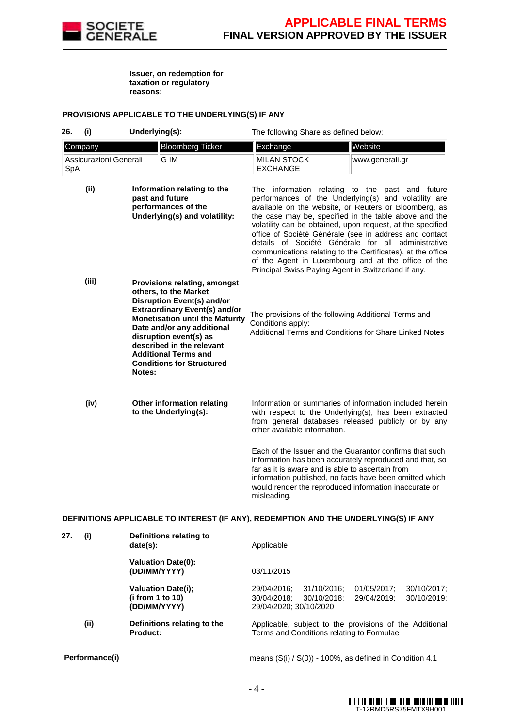**Issuer, on redemption for taxation or regulatory reasons:**

**PROVISIONS APPLICABLE TO THE UNDERLYING(S) IF ANY**

**26. (i) Underlying(s):** The following Share as defined below:

| Company | Bloomberg Ticker | Exchange | Website |
|---|---|---|---|
| Assicurazioni Generali SpA | G IM | MILAN STOCK EXCHANGE | www.generali.gr |

**(ii) Information relating to the past and future performances of the Underlying(s) and volatility:** The information relating to the past and future performances of the Underlying(s) and volatility are available on the website, or Reuters or Bloomberg, as the case may be, specified in the table above and the volatility can be obtained, upon request, at the specified office of Société Générale (see in address and contact details of Société Générale for all administrative communications relating to the Certificates), at the office of the Agent in Luxembourg and at the office of the Principal Swiss Paying Agent in Switzerland if any.

**(iii) Provisions relating, amongst others, to the Market Disruption Event(s) and/or Extraordinary Event(s) and/or Monetisation until the Maturity Date and/or any additional disruption event(s) as described in the relevant Additional Terms and Conditions for Structured Notes:** The provisions of the following Additional Terms and Conditions apply:
Additional Terms and Conditions for Share Linked Notes

**(iv) Other information relating to the Underlying(s):** Information or summaries of information included herein with respect to the Underlying(s), has been extracted from general databases released publicly or by any other available information.

Each of the Issuer and the Guarantor confirms that such information has been accurately reproduced and that, so far as it is aware and is able to ascertain from information published, no facts have been omitted which would render the reproduced information inaccurate or misleading.

**DEFINITIONS APPLICABLE TO INTEREST (IF ANY), REDEMPTION AND THE UNDERLYING(S) IF ANY**

**27. (i) Definitions relating to date(s):** Applicable

**Valuation Date(0): (DD/MM/YYYY)** 03/11/2015

**Valuation Date(i); (i from 1 to 10) (DD/MM/YYYY)** 29/04/2016; 31/10/2016; 01/05/2017; 30/10/2017; 30/04/2018; 30/10/2018; 29/04/2019; 30/10/2019; 29/04/2020; 30/10/2020

**(ii) Definitions relating to the Product:** Applicable, subject to the provisions of the Additional Terms and Conditions relating to Formulae

**Performance(i)** means (S(i) / S(0)) - 100%, as defined in Condition 4.1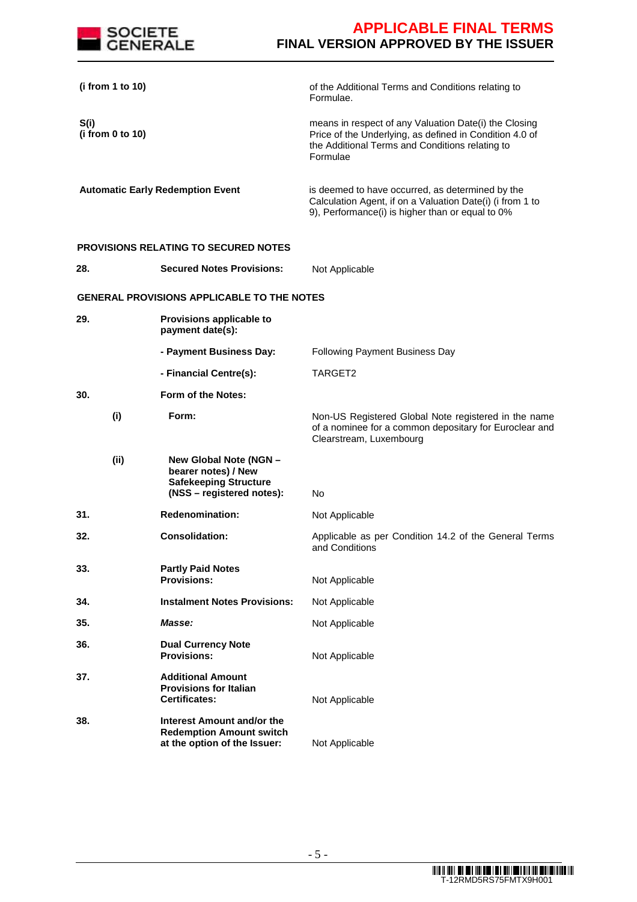| | |
|---|---|
| **(i from 1 to 10)** | of the Additional Terms and Conditions relating to Formulae. |
| **S(i)** **(i from 0 to 10)** | means in respect of any Valuation Date(i) the Closing Price of the Underlying, as defined in Condition 4.0 of the Additional Terms and Conditions relating to Formulae |
| **Automatic Early Redemption Event** | is deemed to have occurred, as determined by the Calculation Agent, if on a Valuation Date(i) (i from 1 to 9), Performance(i) is higher than or equal to 0% |

**PROVISIONS RELATING TO SECURED NOTES**

| | | |
|---|---|---|
| **28.** | **Secured Notes Provisions:** | Not Applicable |

**GENERAL PROVISIONS APPLICABLE TO THE NOTES**

| | | | |
|---|---|---|---|
| **29.** | | **Provisions applicable to payment date(s):** | |
| | | **- Payment Business Day:** | Following Payment Business Day |
| | | **- Financial Centre(s):** | TARGET2 |
| **30.** | | **Form of the Notes:** | |
| | **(i)** | **Form:** | Non-US Registered Global Note registered in the name of a nominee for a common depositary for Euroclear and Clearstream, Luxembourg |
| | **(ii)** | **New Global Note (NGN – bearer notes) / New Safekeeping Structure (NSS – registered notes):** | No |
| **31.** | | **Redenomination:** | Not Applicable |
| **32.** | | **Consolidation:** | Applicable as per Condition 14.2 of the General Terms and Conditions |
| **33.** | | **Partly Paid Notes Provisions:** | Not Applicable |
| **34.** | | **Instalment Notes Provisions:** | Not Applicable |
| **35.** | | ***Masse:*** | Not Applicable |
| **36.** | | **Dual Currency Note Provisions:** | Not Applicable |
| **37.** | | **Additional Amount Provisions for Italian Certificates:** | Not Applicable |
| **38.** | | **Interest Amount and/or the Redemption Amount switch at the option of the Issuer:** | Not Applicable |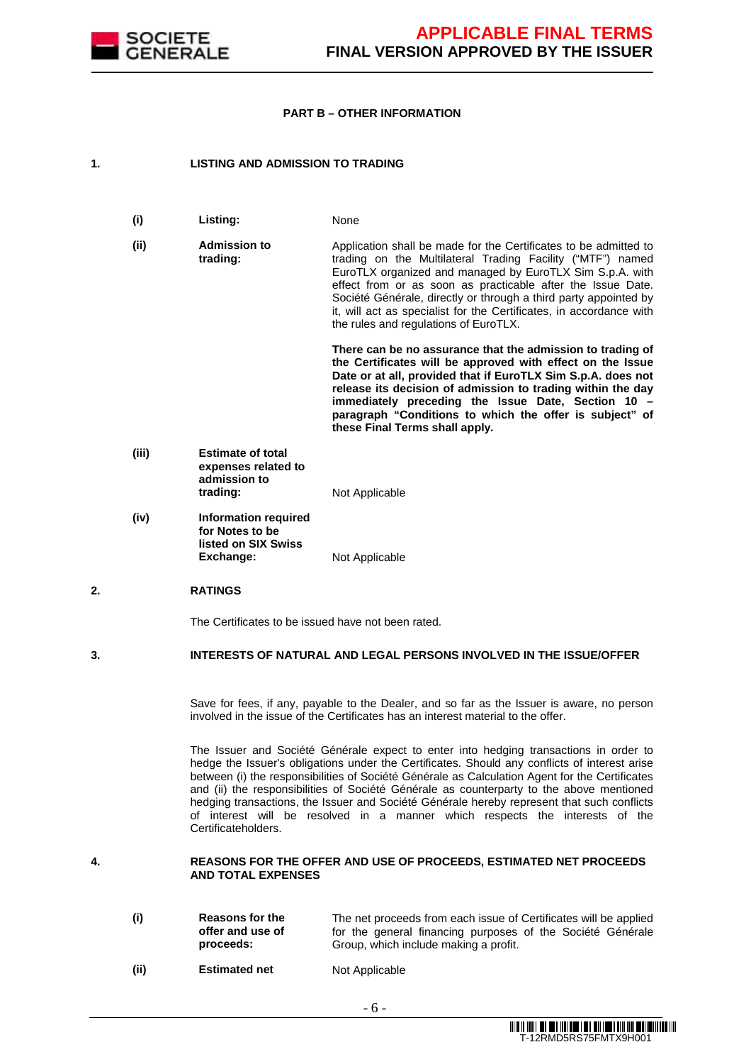## PART B – OTHER INFORMATION

### 1. LISTING AND ADMISSION TO TRADING

| | | |
|---|---|---|
| **(i)** | **Listing:** | None |
| **(ii)** | **Admission to trading:** | Application shall be made for the Certificates to be admitted to trading on the Multilateral Trading Facility ("MTF") named EuroTLX organized and managed by EuroTLX Sim S.p.A. with effect from or as soon as practicable after the Issue Date. Société Générale, directly or through a third party appointed by it, will act as specialist for the Certificates, in accordance with the rules and regulations of EuroTLX.<br><br>**There can be no assurance that the admission to trading of the Certificates will be approved with effect on the Issue Date or at all, provided that if EuroTLX Sim S.p.A. does not release its decision of admission to trading within the day immediately preceding the Issue Date, Section 10 – paragraph "Conditions to which the offer is subject" of these Final Terms shall apply.** |
| **(iii)** | **Estimate of total expenses related to admission to trading:** | Not Applicable |
| **(iv)** | **Information required for Notes to be listed on SIX Swiss Exchange:** | Not Applicable |

### 2. RATINGS

The Certificates to be issued have not been rated.

### 3. INTERESTS OF NATURAL AND LEGAL PERSONS INVOLVED IN THE ISSUE/OFFER

Save for fees, if any, payable to the Dealer, and so far as the Issuer is aware, no person involved in the issue of the Certificates has an interest material to the offer.

The Issuer and Société Générale expect to enter into hedging transactions in order to hedge the Issuer's obligations under the Certificates. Should any conflicts of interest arise between (i) the responsibilities of Société Générale as Calculation Agent for the Certificates and (ii) the responsibilities of Société Générale as counterparty to the above mentioned hedging transactions, the Issuer and Société Générale hereby represent that such conflicts of interest will be resolved in a manner which respects the interests of the Certificateholders.

### 4. REASONS FOR THE OFFER AND USE OF PROCEEDS, ESTIMATED NET PROCEEDS AND TOTAL EXPENSES

| | | |
|---|---|---|
| **(i)** | **Reasons for the offer and use of proceeds:** | The net proceeds from each issue of Certificates will be applied for the general financing purposes of the Société Générale Group, which include making a profit. |
| **(ii)** | **Estimated net** | Not Applicable |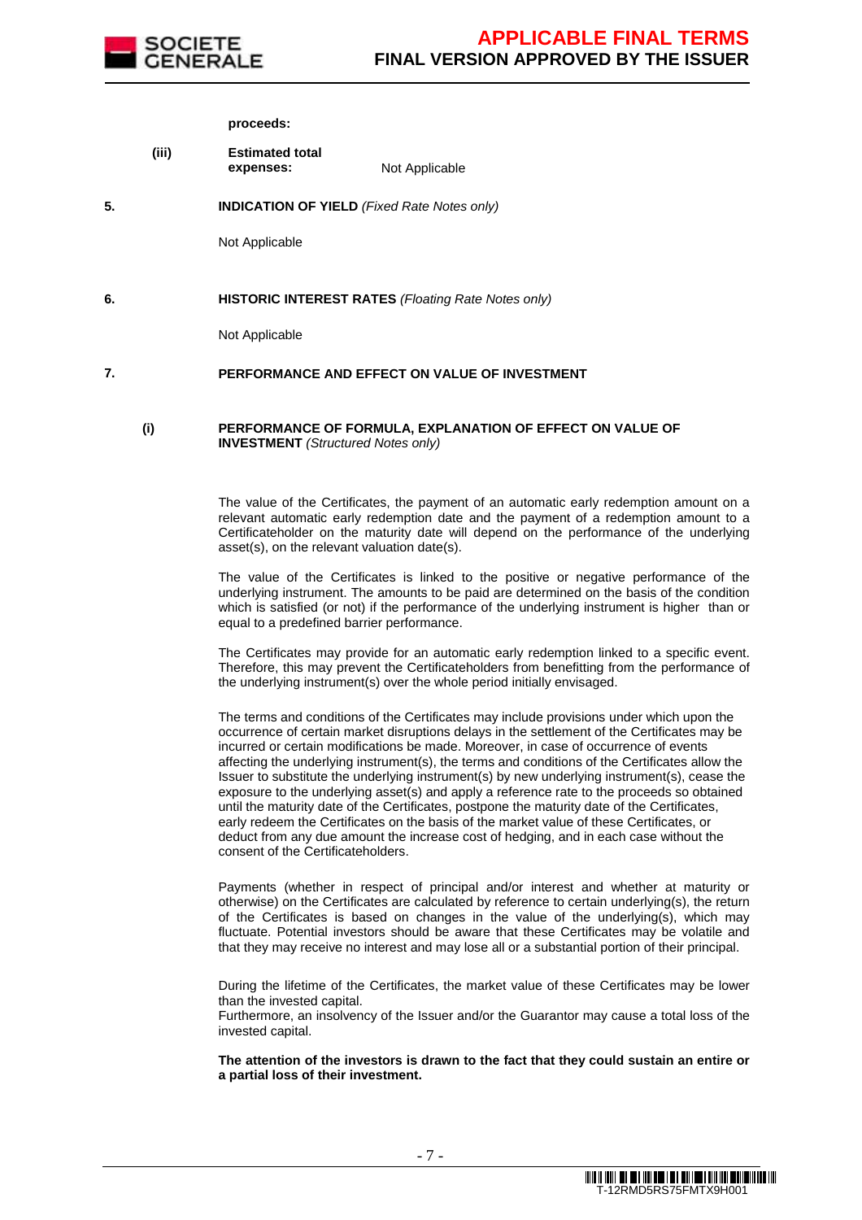**proceeds:**

(iii) **Estimated total expenses:** Not Applicable

**5. INDICATION OF YIELD** *(Fixed Rate Notes only)*

Not Applicable

**6. HISTORIC INTEREST RATES** *(Floating Rate Notes only)*

Not Applicable

**7. PERFORMANCE AND EFFECT ON VALUE OF INVESTMENT**

**(i) PERFORMANCE OF FORMULA, EXPLANATION OF EFFECT ON VALUE OF INVESTMENT** *(Structured Notes only)*

The value of the Certificates, the payment of an automatic early redemption amount on a relevant automatic early redemption date and the payment of a redemption amount to a Certificateholder on the maturity date will depend on the performance of the underlying asset(s), on the relevant valuation date(s).

The value of the Certificates is linked to the positive or negative performance of the underlying instrument. The amounts to be paid are determined on the basis of the condition which is satisfied (or not) if the performance of the underlying instrument is higher than or equal to a predefined barrier performance.

The Certificates may provide for an automatic early redemption linked to a specific event. Therefore, this may prevent the Certificateholders from benefitting from the performance of the underlying instrument(s) over the whole period initially envisaged.

The terms and conditions of the Certificates may include provisions under which upon the occurrence of certain market disruptions delays in the settlement of the Certificates may be incurred or certain modifications be made. Moreover, in case of occurrence of events affecting the underlying instrument(s), the terms and conditions of the Certificates allow the Issuer to substitute the underlying instrument(s) by new underlying instrument(s), cease the exposure to the underlying asset(s) and apply a reference rate to the proceeds so obtained until the maturity date of the Certificates, postpone the maturity date of the Certificates, early redeem the Certificates on the basis of the market value of these Certificates, or deduct from any due amount the increase cost of hedging, and in each case without the consent of the Certificateholders.

Payments (whether in respect of principal and/or interest and whether at maturity or otherwise) on the Certificates are calculated by reference to certain underlying(s), the return of the Certificates is based on changes in the value of the underlying(s), which may fluctuate. Potential investors should be aware that these Certificates may be volatile and that they may receive no interest and may lose all or a substantial portion of their principal.

During the lifetime of the Certificates, the market value of these Certificates may be lower than the invested capital.
Furthermore, an insolvency of the Issuer and/or the Guarantor may cause a total loss of the invested capital.

**The attention of the investors is drawn to the fact that they could sustain an entire or a partial loss of their investment.**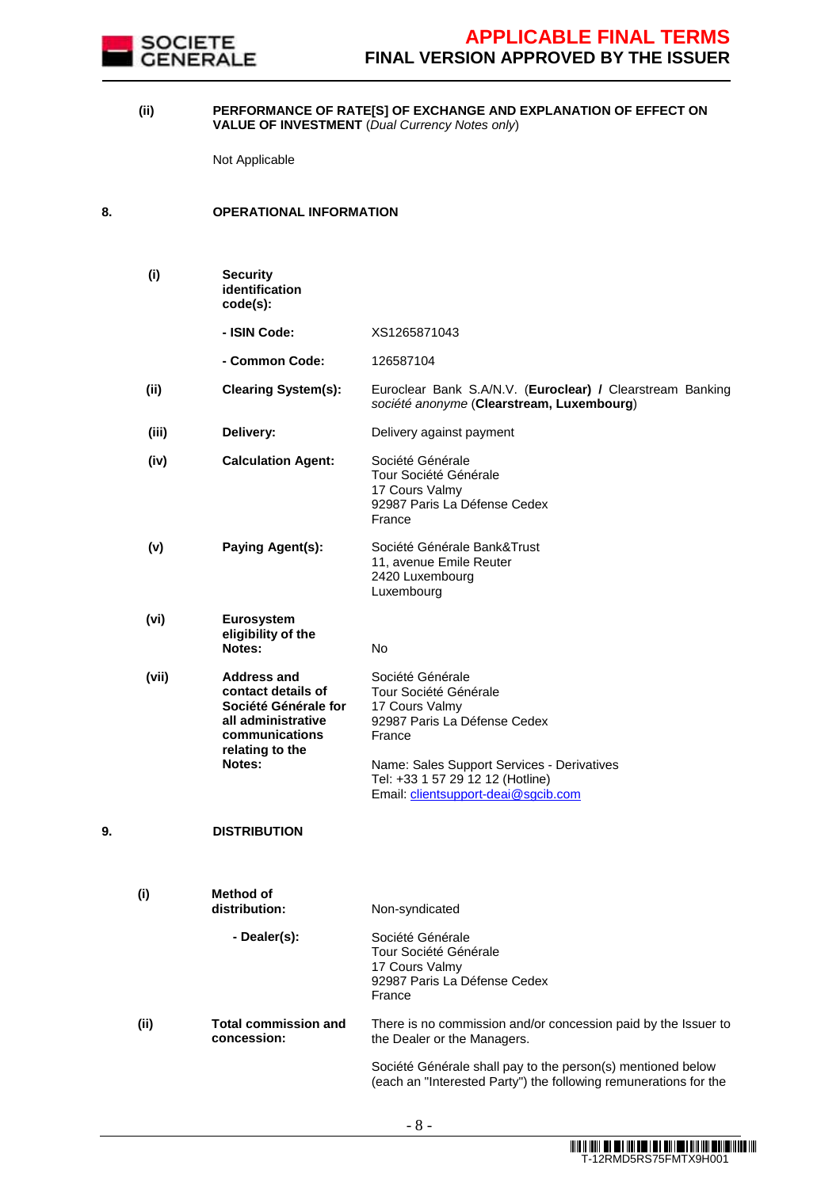**(ii) PERFORMANCE OF RATE[S] OF EXCHANGE AND EXPLANATION OF EFFECT ON VALUE OF INVESTMENT** (*Dual Currency Notes only*)

Not Applicable

## 8. OPERATIONAL INFORMATION

| | | |
|---|---|---|
| **(i)** | **Security identification code(s):** | |
| | **- ISIN Code:** | XS1265871043 |
| | **- Common Code:** | 126587104 |
| **(ii)** | **Clearing System(s):** | Euroclear Bank S.A/N.V. (**Euroclear**) **/** Clearstream Banking *société anonyme* (**Clearstream, Luxembourg**) |
| **(iii)** | **Delivery:** | Delivery against payment |
| **(iv)** | **Calculation Agent:** | Société Générale<br>Tour Société Générale<br>17 Cours Valmy<br>92987 Paris La Défense Cedex<br>France |
| **(v)** | **Paying Agent(s):** | Société Générale Bank&Trust<br>11, avenue Emile Reuter<br>2420 Luxembourg<br>Luxembourg |
| **(vi)** | **Eurosystem eligibility of the Notes:** | No |
| **(vii)** | **Address and contact details of Société Générale for all administrative communications relating to the Notes:** | Société Générale<br>Tour Société Générale<br>17 Cours Valmy<br>92987 Paris La Défense Cedex<br>France<br><br>Name: Sales Support Services - Derivatives<br>Tel: +33 1 57 29 12 12 (Hotline)<br>Email: clientsupport-deai@sgcib.com |

## 9. DISTRIBUTION

| | | |
|---|---|---|
| **(i)** | **Method of distribution:** | Non-syndicated |
| | **- Dealer(s):** | Société Générale<br>Tour Société Générale<br>17 Cours Valmy<br>92987 Paris La Défense Cedex<br>France |
| **(ii)** | **Total commission and concession:** | There is no commission and/or concession paid by the Issuer to the Dealer or the Managers.<br><br>Société Générale shall pay to the person(s) mentioned below (each an "Interested Party") the following remunerations for the |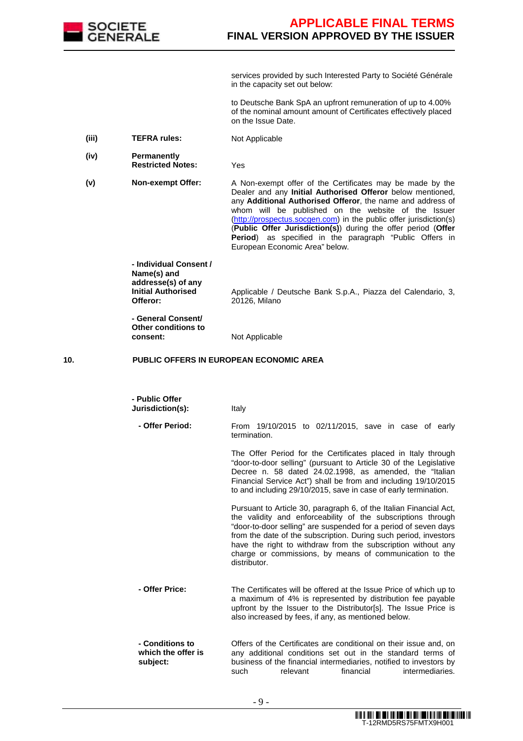services provided by such Interested Party to Société Générale in the capacity set out below:

to Deutsche Bank SpA an upfront remuneration of up to 4.00% of the nominal amount amount of Certificates effectively placed on the Issue Date.

| | | |
|---|---|---|
| (iii) | **TEFRA rules:** | Not Applicable |
| (iv) | **Permanently Restricted Notes:** | Yes |
| (v) | **Non-exempt Offer:** | A Non-exempt offer of the Certificates may be made by the Dealer and any **Initial Authorised Offeror** below mentioned, any **Additional Authorised Offeror**, the name and address of whom will be published on the website of the Issuer (http://prospectus.socgen.com) in the public offer jurisdiction(s) (**Public Offer Jurisdiction(s)**) during the offer period (**Offer Period**) as specified in the paragraph "Public Offers in European Economic Area" below. |
| | **- Individual Consent / Name(s) and addresse(s) of any Initial Authorised Offeror:** | Applicable / Deutsche Bank S.p.A., Piazza del Calendario, 3, 20126, Milano |
| | **- General Consent/ Other conditions to consent:** | Not Applicable |

**10. PUBLIC OFFERS IN EUROPEAN ECONOMIC AREA**

| | |
|---|---|
| **- Public Offer Jurisdiction(s):** | Italy |
| **- Offer Period:** | From 19/10/2015 to 02/11/2015, save in case of early termination.<br><br>The Offer Period for the Certificates placed in Italy through "door-to-door selling" (pursuant to Article 30 of the Legislative Decree n. 58 dated 24.02.1998, as amended, the "Italian Financial Service Act") shall be from and including 19/10/2015 to and including 29/10/2015, save in case of early termination.<br><br>Pursuant to Article 30, paragraph 6, of the Italian Financial Act, the validity and enforceability of the subscriptions through "door-to-door selling" are suspended for a period of seven days from the date of the subscription. During such period, investors have the right to withdraw from the subscription without any charge or commissions, by means of communication to the distributor. |
| **- Offer Price:** | The Certificates will be offered at the Issue Price of which up to a maximum of 4% is represented by distribution fee payable upfront by the Issuer to the Distributor[s]. The Issue Price is also increased by fees, if any, as mentioned below. |
| **- Conditions to which the offer is subject:** | Offers of the Certificates are conditional on their issue and, on any additional conditions set out in the standard terms of business of the financial intermediaries, notified to investors by such relevant financial intermediaries. |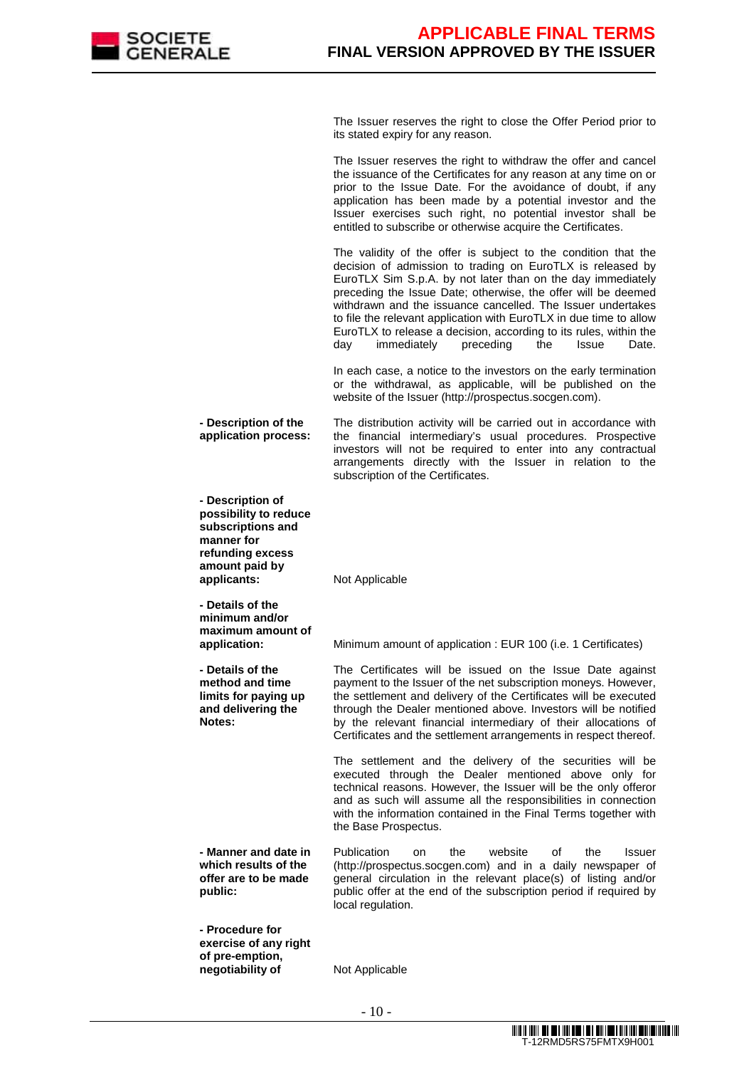| | |
|---|---|
| | The Issuer reserves the right to close the Offer Period prior to its stated expiry for any reason.<br><br>The Issuer reserves the right to withdraw the offer and cancel the issuance of the Certificates for any reason at any time on or prior to the Issue Date. For the avoidance of doubt, if any application has been made by a potential investor and the Issuer exercises such right, no potential investor shall be entitled to subscribe or otherwise acquire the Certificates.<br><br>The validity of the offer is subject to the condition that the decision of admission to trading on EuroTLX is released by EuroTLX Sim S.p.A. by not later than on the day immediately preceding the Issue Date; otherwise, the offer will be deemed withdrawn and the issuance cancelled. The Issuer undertakes to file the relevant application with EuroTLX in due time to allow EuroTLX to release a decision, according to its rules, within the day immediately preceding the Issue Date.<br><br>In each case, a notice to the investors on the early termination or the withdrawal, as applicable, will be published on the website of the Issuer (http://prospectus.socgen.com). |
| **- Description of the application process:** | The distribution activity will be carried out in accordance with the financial intermediary's usual procedures. Prospective investors will not be required to enter into any contractual arrangements directly with the Issuer in relation to the subscription of the Certificates. |
| **- Description of possibility to reduce subscriptions and manner for refunding excess amount paid by applicants:** | Not Applicable |
| **- Details of the minimum and/or maximum amount of application:** | Minimum amount of application : EUR 100 (i.e. 1 Certificates) |
| **- Details of the method and time limits for paying up and delivering the Notes:** | The Certificates will be issued on the Issue Date against payment to the Issuer of the net subscription moneys. However, the settlement and delivery of the Certificates will be executed through the Dealer mentioned above. Investors will be notified by the relevant financial intermediary of their allocations of Certificates and the settlement arrangements in respect thereof.<br><br>The settlement and the delivery of the securities will be executed through the Dealer mentioned above only for technical reasons. However, the Issuer will be the only offeror and as such will assume all the responsibilities in connection with the information contained in the Final Terms together with the Base Prospectus. |
| **- Manner and date in which results of the offer are to be made public:** | Publication on the website of the Issuer (http://prospectus.socgen.com) and in a daily newspaper of general circulation in the relevant place(s) of listing and/or public offer at the end of the subscription period if required by local regulation. |
| **- Procedure for exercise of any right of pre-emption, negotiability of** | Not Applicable |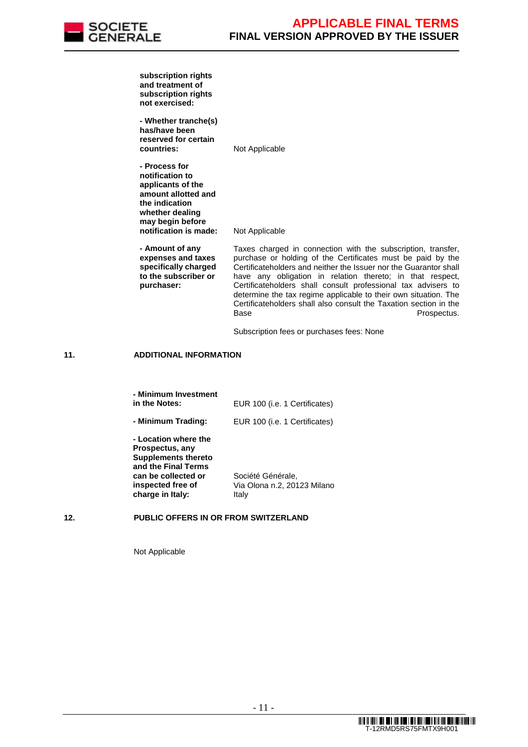| | |
|---|---|
| **subscription rights and treatment of subscription rights not exercised:** | |
| **- Whether tranche(s) has/have been reserved for certain countries:** | Not Applicable |
| **- Process for notification to applicants of the amount allotted and the indication whether dealing may begin before notification is made:** | Not Applicable |
| **- Amount of any expenses and taxes specifically charged to the subscriber or purchaser:** | Taxes charged in connection with the subscription, transfer, purchase or holding of the Certificates must be paid by the Certificateholders and neither the Issuer nor the Guarantor shall have any obligation in relation thereto; in that respect, Certificateholders shall consult professional tax advisers to determine the tax regime applicable to their own situation. The Certificateholders shall also consult the Taxation section in the Base Prospectus.<br><br>Subscription fees or purchases fees: None |

**11. ADDITIONAL INFORMATION**

| | |
|---|---|
| **- Minimum Investment in the Notes:** | EUR 100 (i.e. 1 Certificates) |
| **- Minimum Trading:** | EUR 100 (i.e. 1 Certificates) |
| **- Location where the Prospectus, any Supplements thereto and the Final Terms can be collected or inspected free of charge in Italy:** | Société Générale,<br>Via Olona n.2, 20123 Milano<br>Italy |

**12. PUBLIC OFFERS IN OR FROM SWITZERLAND**

Not Applicable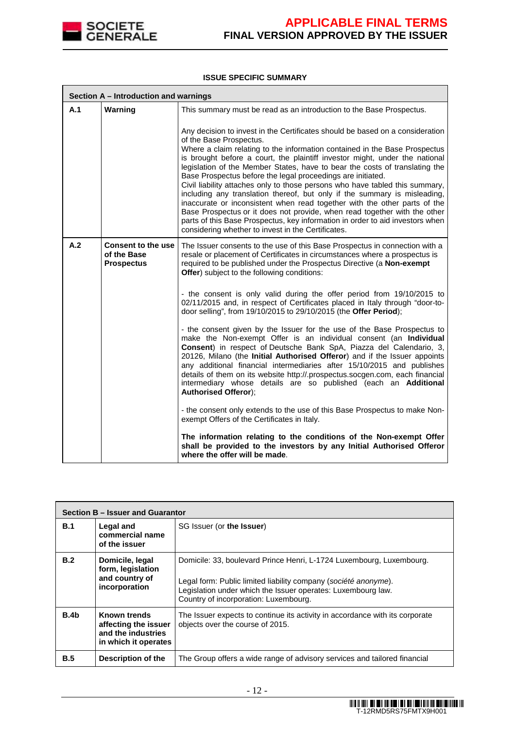**ISSUE SPECIFIC SUMMARY**

| Section A – Introduction and warnings | | |
|---|---|---|
| **A.1** | **Warning** | This summary must be read as an introduction to the Base Prospectus.<br><br>Any decision to invest in the Certificates should be based on a consideration of the Base Prospectus.<br>Where a claim relating to the information contained in the Base Prospectus is brought before a court, the plaintiff investor might, under the national legislation of the Member States, have to bear the costs of translating the Base Prospectus before the legal proceedings are initiated.<br>Civil liability attaches only to those persons who have tabled this summary, including any translation thereof, but only if the summary is misleading, inaccurate or inconsistent when read together with the other parts of the Base Prospectus or it does not provide, when read together with the other parts of this Base Prospectus, key information in order to aid investors when considering whether to invest in the Certificates. |
| **A.2** | **Consent to the use of the Base Prospectus** | The Issuer consents to the use of this Base Prospectus in connection with a resale or placement of Certificates in circumstances where a prospectus is required to be published under the Prospectus Directive (a **Non-exempt Offer**) subject to the following conditions:<br><br>- the consent is only valid during the offer period from 19/10/2015 to 02/11/2015 and, in respect of Certificates placed in Italy through "door-to-door selling", from 19/10/2015 to 29/10/2015 (the **Offer Period**);<br><br>- the consent given by the Issuer for the use of the Base Prospectus to make the Non-exempt Offer is an individual consent (an **Individual Consent**) in respect of Deutsche Bank SpA, Piazza del Calendario, 3, 20126, Milano (the **Initial Authorised Offeror**) and if the Issuer appoints any additional financial intermediaries after 15/10/2015 and publishes details of them on its website http://.prospectus.socgen.com, each financial intermediary whose details are so published (each an **Additional Authorised Offeror**);<br><br>- the consent only extends to the use of this Base Prospectus to make Non-exempt Offers of the Certificates in Italy.<br><br>**The information relating to the conditions of the Non-exempt Offer shall be provided to the investors by any Initial Authorised Offeror where the offer will be made**. |

| Section B – Issuer and Guarantor | | |
|---|---|---|
| **B.1** | **Legal and commercial name of the issuer** | SG Issuer (or **the Issuer**) |
| **B.2** | **Domicile, legal form, legislation and country of incorporation** | Domicile: 33, boulevard Prince Henri, L-1724 Luxembourg, Luxembourg.<br><br>Legal form: Public limited liability company (*société anonyme*).<br>Legislation under which the Issuer operates: Luxembourg law.<br>Country of incorporation: Luxembourg. |
| **B.4b** | **Known trends affecting the issuer and the industries in which it operates** | The Issuer expects to continue its activity in accordance with its corporate objects over the course of 2015. |
| **B.5** | **Description of the** | The Group offers a wide range of advisory services and tailored financial |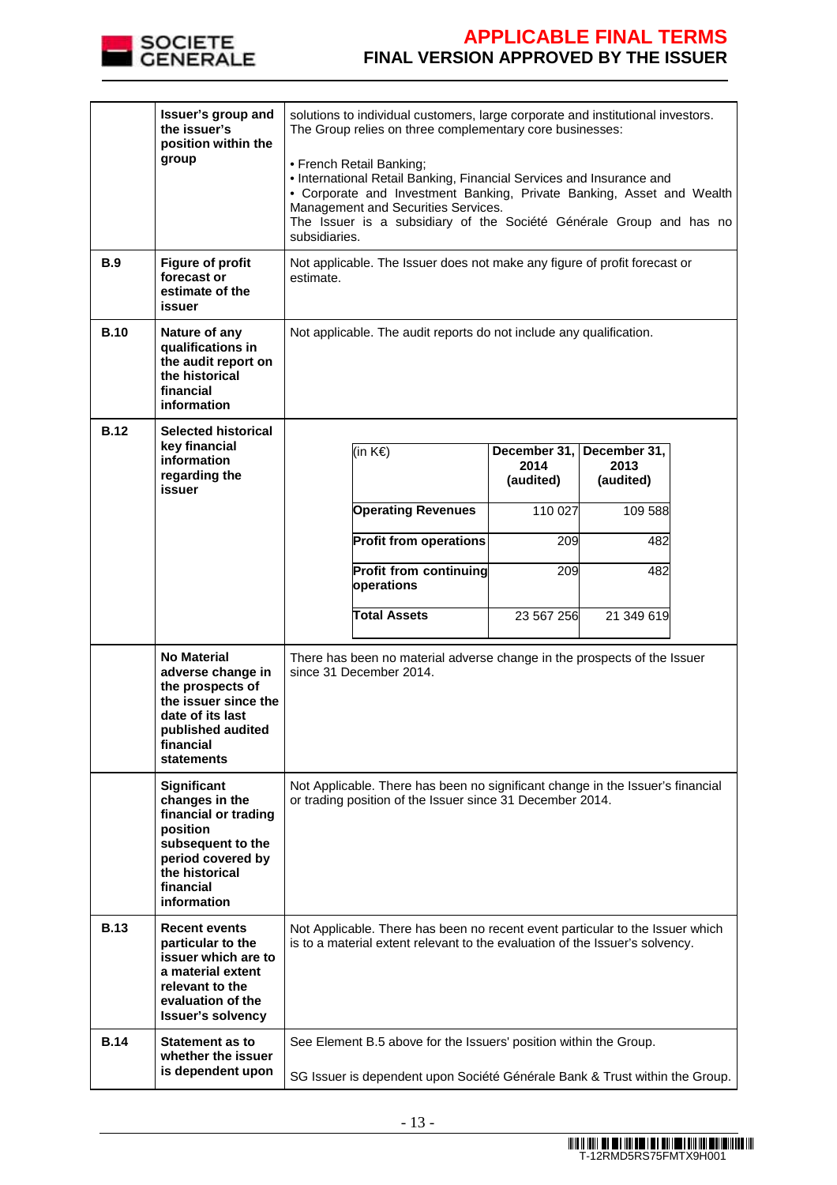| | | |
|---|---|---|
| | **Issuer's group and the issuer's position within the group** | solutions to individual customers, large corporate and institutional investors. The Group relies on three complementary core businesses:<br><br>• French Retail Banking;<br>• International Retail Banking, Financial Services and Insurance and<br>• Corporate and Investment Banking, Private Banking, Asset and Wealth Management and Securities Services.<br>The Issuer is a subsidiary of the Société Générale Group and has no subsidiaries. |
| **B.9** | **Figure of profit forecast or estimate of the issuer** | Not applicable. The Issuer does not make any figure of profit forecast or estimate. |
| **B.10** | **Nature of any qualifications in the audit report on the historical financial information** | Not applicable. The audit reports do not include any qualification. |
| **B.12** | **Selected historical key financial information regarding the issuer** | (see table below) |
| | **No Material adverse change in the prospects of the issuer since the date of its last published audited financial statements** | There has been no material adverse change in the prospects of the Issuer since 31 December 2014. |
| | **Significant changes in the financial or trading position subsequent to the period covered by the historical financial information** | Not Applicable. There has been no significant change in the Issuer's financial or trading position of the Issuer since 31 December 2014. |
| **B.13** | **Recent events particular to the issuer which are to a material extent relevant to the evaluation of the Issuer's solvency** | Not Applicable. There has been no recent event particular to the Issuer which is to a material extent relevant to the evaluation of the Issuer's solvency. |
| **B.14** | **Statement as to whether the issuer is dependent upon** | See Element B.5 above for the Issuers' position within the Group.<br><br>SG Issuer is dependent upon Société Générale Bank & Trust within the Group. |

B.12 – Selected historical key financial information regarding the issuer:

| (in K€) | **December 31, 2014 (audited)** | **December 31, 2013 (audited)** |
|---|---|---|
| **Operating Revenues** | 110 027 | 109 588 |
| **Profit from operations** | 209 | 482 |
| **Profit from continuing operations** | 209 | 482 |
| **Total Assets** | 23 567 256 | 21 349 619 |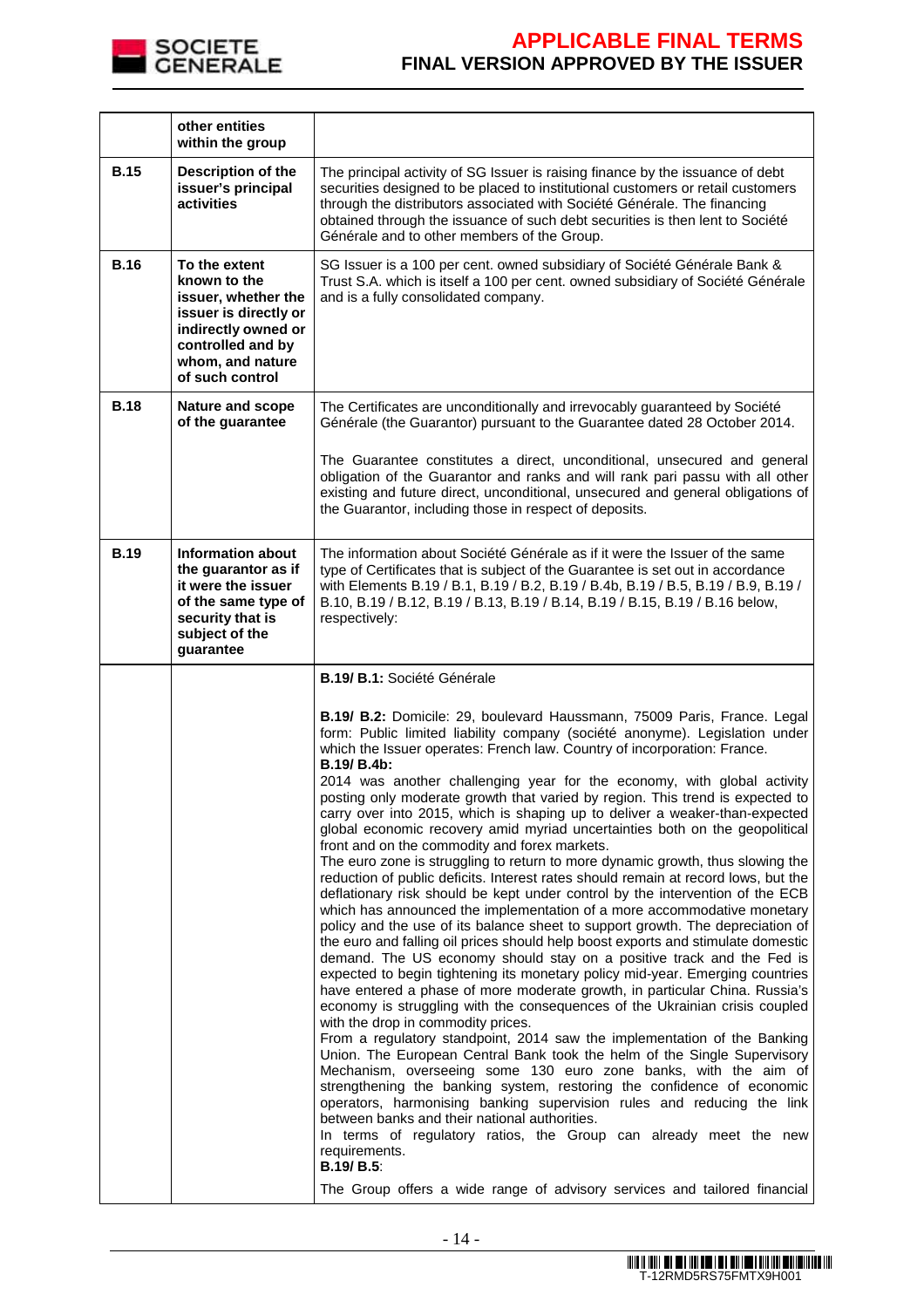|  |  |  |
|---|---|---|
|  | **other entities within the group** |  |
| **B.15** | **Description of the issuer's principal activities** | The principal activity of SG Issuer is raising finance by the issuance of debt securities designed to be placed to institutional customers or retail customers through the distributors associated with Société Générale. The financing obtained through the issuance of such debt securities is then lent to Société Générale and to other members of the Group. |
| **B.16** | **To the extent known to the issuer, whether the issuer is directly or indirectly owned or controlled and by whom, and nature of such control** | SG Issuer is a 100 per cent. owned subsidiary of Société Générale Bank & Trust S.A. which is itself a 100 per cent. owned subsidiary of Société Générale and is a fully consolidated company. |
| **B.18** | **Nature and scope of the guarantee** | The Certificates are unconditionally and irrevocably guaranteed by Société Générale (the Guarantor) pursuant to the Guarantee dated 28 October 2014.<br><br>The Guarantee constitutes a direct, unconditional, unsecured and general obligation of the Guarantor and ranks and will rank pari passu with all other existing and future direct, unconditional, unsecured and general obligations of the Guarantor, including those in respect of deposits. |
| **B.19** | **Information about the guarantor as if it were the issuer of the same type of security that is subject of the guarantee** | The information about Société Générale as if it were the Issuer of the same type of Certificates that is subject of the Guarantee is set out in accordance with Elements B.19 / B.1, B.19 / B.2, B.19 / B.4b, B.19 / B.5, B.19 / B.9, B.19 / B.10, B.19 / B.12, B.19 / B.13, B.19 / B.14, B.19 / B.15, B.19 / B.16 below, respectively: |
|  |  | **B.19/ B.1:** Société Générale<br><br>**B.19/ B.2:** Domicile: 29, boulevard Haussmann, 75009 Paris, France. Legal form: Public limited liability company (société anonyme). Legislation under which the Issuer operates: French law. Country of incorporation: France.<br>**B.19/ B.4b:**<br>2014 was another challenging year for the economy, with global activity posting only moderate growth that varied by region. This trend is expected to carry over into 2015, which is shaping up to deliver a weaker-than-expected global economic recovery amid myriad uncertainties both on the geopolitical front and on the commodity and forex markets.<br>The euro zone is struggling to return to more dynamic growth, thus slowing the reduction of public deficits. Interest rates should remain at record lows, but the deflationary risk should be kept under control by the intervention of the ECB which has announced the implementation of a more accommodative monetary policy and the use of its balance sheet to support growth. The depreciation of the euro and falling oil prices should help boost exports and stimulate domestic demand. The US economy should stay on a positive track and the Fed is expected to begin tightening its monetary policy mid-year. Emerging countries have entered a phase of more moderate growth, in particular China. Russia's economy is struggling with the consequences of the Ukrainian crisis coupled with the drop in commodity prices.<br>From a regulatory standpoint, 2014 saw the implementation of the Banking Union. The European Central Bank took the helm of the Single Supervisory Mechanism, overseeing some 130 euro zone banks, with the aim of strengthening the banking system, restoring the confidence of economic operators, harmonising banking supervision rules and reducing the link between banks and their national authorities.<br>In terms of regulatory ratios, the Group can already meet the new requirements.<br>**B.19/ B.5**:<br>The Group offers a wide range of advisory services and tailored financial |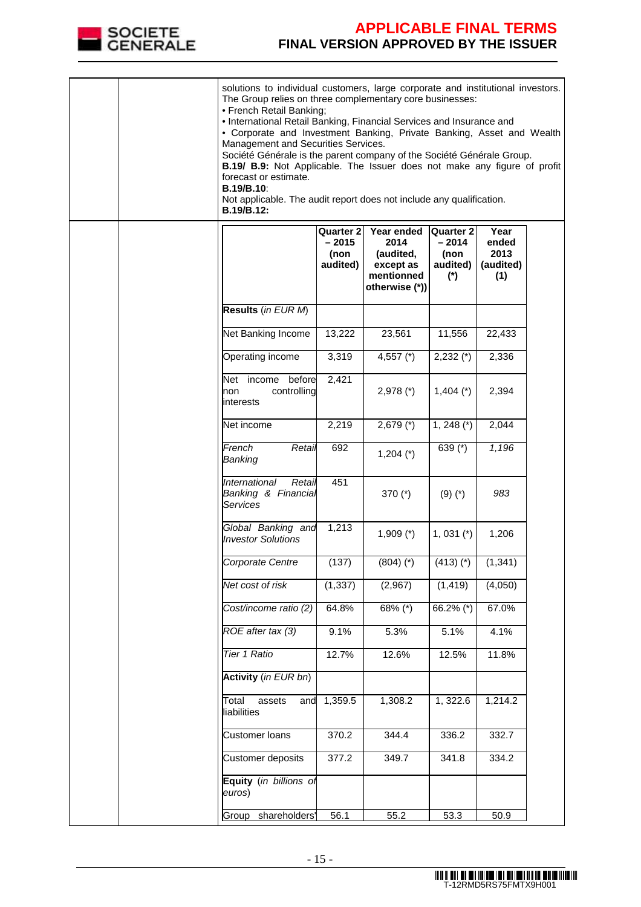solutions to individual customers, large corporate and institutional investors. The Group relies on three complementary core businesses:

- French Retail Banking;
- International Retail Banking, Financial Services and Insurance and
- Corporate and Investment Banking, Private Banking, Asset and Wealth Management and Securities Services.

Société Générale is the parent company of the Société Générale Group.

**B.19/ B.9:** Not Applicable. The Issuer does not make any figure of profit forecast or estimate.

**B.19/B.10**:

Not applicable. The audit report does not include any qualification.

**B.19/B.12:**

| | Quarter 2 – 2015 (non audited) | Year ended 2014 (audited, except as mentionned otherwise (*)) | Quarter 2 – 2014 (non audited) (*) | Year ended 2013 (audited) (1) |
|---|---|---|---|---|
| **Results** (*in EUR M*) | | | | |
| Net Banking Income | 13,222 | 23,561 | 11,556 | 22,433 |
| Operating income | 3,319 | 4,557 (*) | 2,232 (*) | 2,336 |
| Net income before non controlling interests | 2,421 | 2,978 (*) | 1,404 (*) | 2,394 |
| Net income | 2,219 | 2,679 (*) | 1, 248 (*) | 2,044 |
| *French Retail Banking* | 692 | 1,204 (*) | 639 (*) | *1,196* |
| *International Retail Banking & Financial Services* | 451 | 370 (*) | (9) (*) | *983* |
| *Global Banking and Investor Solutions* | 1,213 | 1,909 (*) | 1, 031 (*) | 1,206 |
| *Corporate Centre* | (137) | (804) (*) | (413) (*) | (1,341) |
| *Net cost of risk* | (1,337) | (2,967) | (1,419) | (4,050) |
| *Cost/income ratio (2)* | 64.8% | 68% (*) | 66.2% (*) | 67.0% |
| *ROE after tax (3)* | 9.1% | 5.3% | 5.1% | 4.1% |
| *Tier 1 Ratio* | 12.7% | 12.6% | 12.5% | 11.8% |
| **Activity** (*in EUR bn*) | | | | |
| Total assets and liabilities | 1,359.5 | 1,308.2 | 1, 322.6 | 1,214.2 |
| Customer loans | 370.2 | 344.4 | 336.2 | 332.7 |
| Customer deposits | 377.2 | 349.7 | 341.8 | 334.2 |
| **Equity** (*in billions of euros*) | | | | |
| Group shareholders' | 56.1 | 55.2 | 53.3 | 50.9 |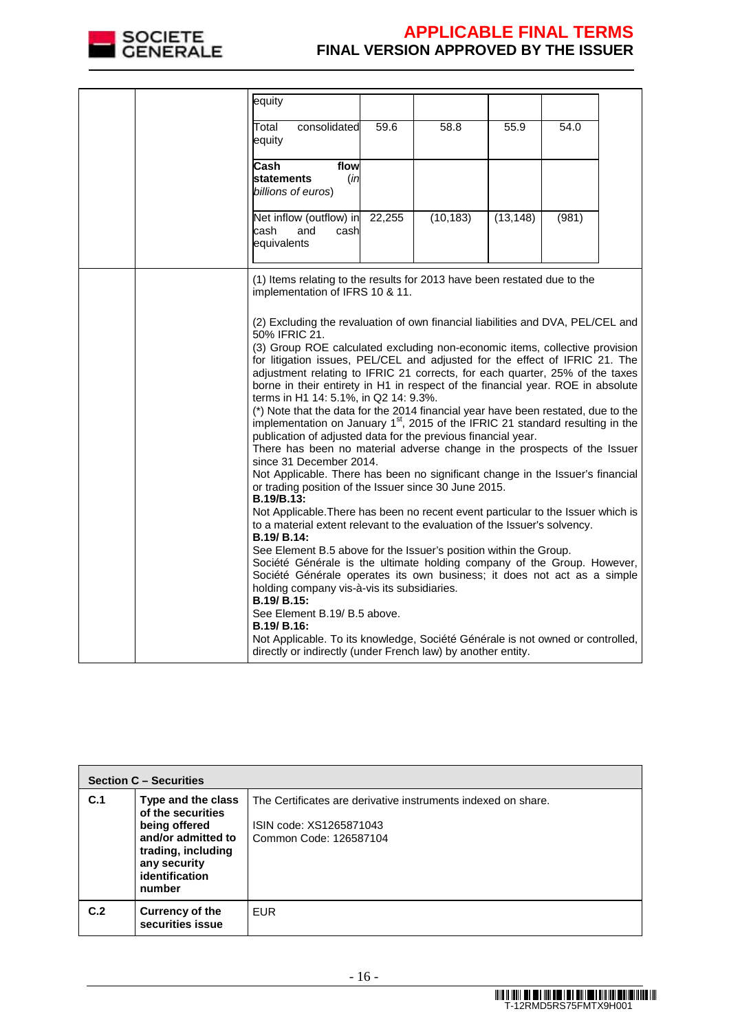| | | | | | | |
|---|---|---|---|---|---|---|
| | | equity | | | | |
| | | Total consolidated equity | 59.6 | 58.8 | 55.9 | 54.0 |
| | | **Cash flow statements** *(in billions of euros)* | | | | |
| | | Net inflow (outflow) in cash and cash equivalents | 22,255 | (10,183) | (13,148) | (981) |

(1) Items relating to the results for 2013 have been restated due to the implementation of IFRS 10 & 11.

(2) Excluding the revaluation of own financial liabilities and DVA, PEL/CEL and 50% IFRIC 21.

(3) Group ROE calculated excluding non-economic items, collective provision for litigation issues, PEL/CEL and adjusted for the effect of IFRIC 21. The adjustment relating to IFRIC 21 corrects, for each quarter, 25% of the taxes borne in their entirety in H1 in respect of the financial year. ROE in absolute terms in H1 14: 5.1%, in Q2 14: 9.3%.

(*) Note that the data for the 2014 financial year have been restated, due to the implementation on January 1st, 2015 of the IFRIC 21 standard resulting in the publication of adjusted data for the previous financial year.

There has been no material adverse change in the prospects of the Issuer since 31 December 2014.

Not Applicable. There has been no significant change in the Issuer's financial or trading position of the Issuer since 30 June 2015.

**B.19/B.13:**

Not Applicable.There has been no recent event particular to the Issuer which is to a material extent relevant to the evaluation of the Issuer's solvency.

**B.19/ B.14:**

See Element B.5 above for the Issuer's position within the Group.

Société Générale is the ultimate holding company of the Group. However, Société Générale operates its own business; it does not act as a simple holding company vis-à-vis its subsidiaries.

**B.19/ B.15:**

See Element B.19/ B.5 above.

**B.19/ B.16:**

Not Applicable. To its knowledge, Société Générale is not owned or controlled, directly or indirectly (under French law) by another entity.

| **Section C – Securities** | | |
|---|---|---|
| **C.1** | **Type and the class of the securities being offered and/or admitted to trading, including any security identification number** | The Certificates are derivative instruments indexed on share.<br><br>ISIN code: XS1265871043<br>Common Code: 126587104 |
| **C.2** | **Currency of the securities issue** | EUR |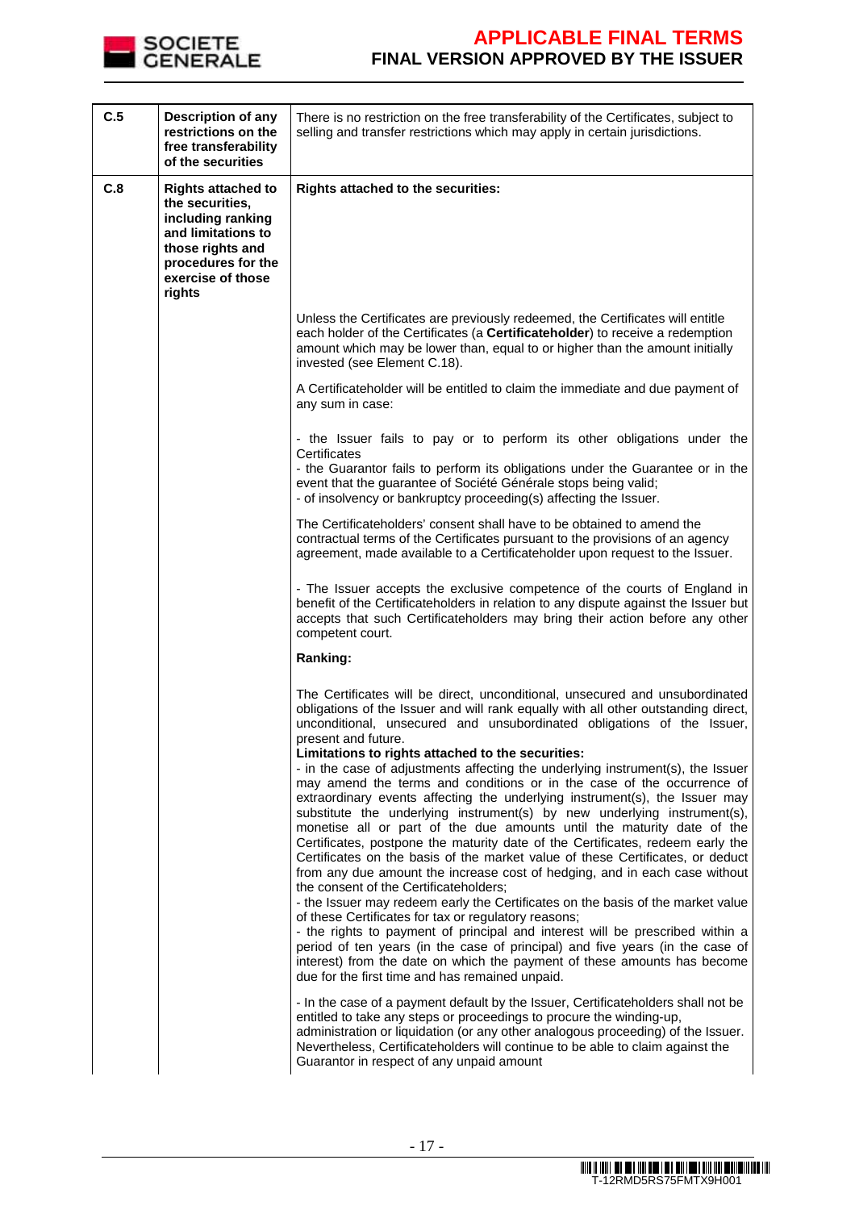| | | |
|---|---|---|
| **C.5** | **Description of any restrictions on the free transferability of the securities** | There is no restriction on the free transferability of the Certificates, subject to selling and transfer restrictions which may apply in certain jurisdictions. |
| **C.8** | **Rights attached to the securities, including ranking and limitations to those rights and procedures for the exercise of those rights** | **Rights attached to the securities:**<br><br>Unless the Certificates are previously redeemed, the Certificates will entitle each holder of the Certificates (a **Certificateholder**) to receive a redemption amount which may be lower than, equal to or higher than the amount initially invested (see Element C.18).<br><br>A Certificateholder will be entitled to claim the immediate and due payment of any sum in case:<br><br>- the Issuer fails to pay or to perform its other obligations under the Certificates<br>- the Guarantor fails to perform its obligations under the Guarantee or in the event that the guarantee of Société Générale stops being valid;<br>- of insolvency or bankruptcy proceeding(s) affecting the Issuer.<br><br>The Certificateholders' consent shall have to be obtained to amend the contractual terms of the Certificates pursuant to the provisions of an agency agreement, made available to a Certificateholder upon request to the Issuer.<br><br>- The Issuer accepts the exclusive competence of the courts of England in benefit of the Certificateholders in relation to any dispute against the Issuer but accepts that such Certificateholders may bring their action before any other competent court.<br><br>**Ranking:**<br><br>The Certificates will be direct, unconditional, unsecured and unsubordinated obligations of the Issuer and will rank equally with all other outstanding direct, unconditional, unsecured and unsubordinated obligations of the Issuer, present and future.<br>**Limitations to rights attached to the securities:**<br>- in the case of adjustments affecting the underlying instrument(s), the Issuer may amend the terms and conditions or in the case of the occurrence of extraordinary events affecting the underlying instrument(s), the Issuer may substitute the underlying instrument(s) by new underlying instrument(s), monetise all or part of the due amounts until the maturity date of the Certificates, postpone the maturity date of the Certificates, redeem early the Certificates on the basis of the market value of these Certificates, or deduct from any due amount the increase cost of hedging, and in each case without the consent of the Certificateholders;<br>- the Issuer may redeem early the Certificates on the basis of the market value of these Certificates for tax or regulatory reasons;<br>- the rights to payment of principal and interest will be prescribed within a period of ten years (in the case of principal) and five years (in the case of interest) from the date on which the payment of these amounts has become due for the first time and has remained unpaid.<br><br>- In the case of a payment default by the Issuer, Certificateholders shall not be entitled to take any steps or proceedings to procure the winding-up, administration or liquidation (or any other analogous proceeding) of the Issuer. Nevertheless, Certificateholders will continue to be able to claim against the Guarantor in respect of any unpaid amount |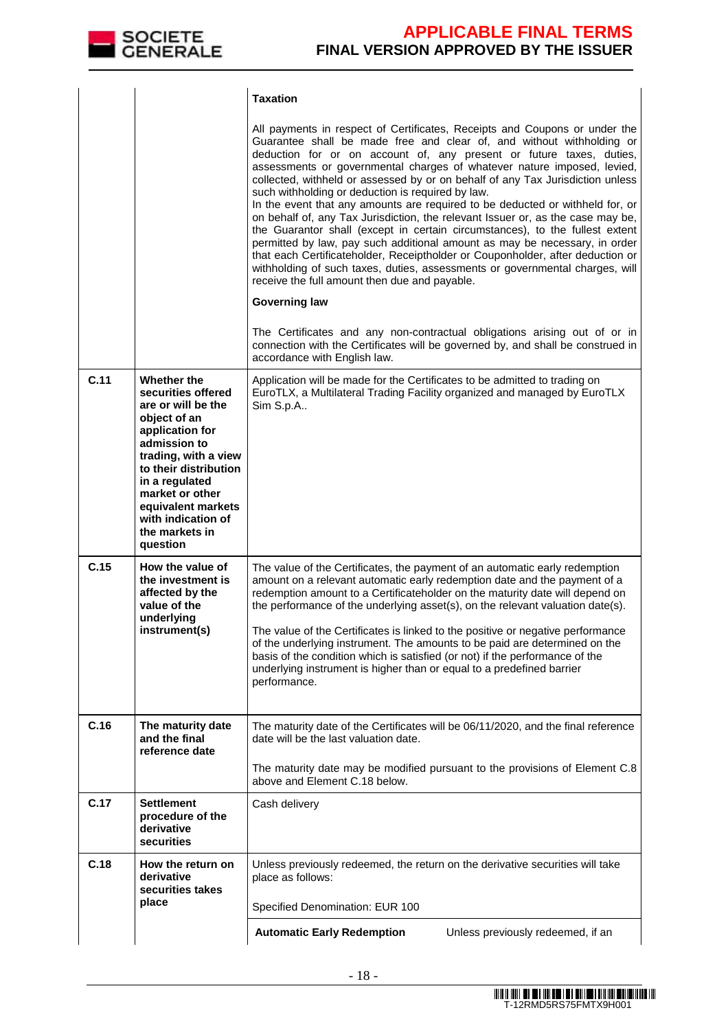| | | |
|---|---|---|
| | | **Taxation**<br><br>All payments in respect of Certificates, Receipts and Coupons or under the Guarantee shall be made free and clear of, and without withholding or deduction for or on account of, any present or future taxes, duties, assessments or governmental charges of whatever nature imposed, levied, collected, withheld or assessed by or on behalf of any Tax Jurisdiction unless such withholding or deduction is required by law.<br>In the event that any amounts are required to be deducted or withheld for, or on behalf of, any Tax Jurisdiction, the relevant Issuer or, as the case may be, the Guarantor shall (except in certain circumstances), to the fullest extent permitted by law, pay such additional amount as may be necessary, in order that each Certificateholder, Receiptholder or Couponholder, after deduction or withholding of such taxes, duties, assessments or governmental charges, will receive the full amount then due and payable.<br><br>**Governing law**<br><br>The Certificates and any non-contractual obligations arising out of or in connection with the Certificates will be governed by, and shall be construed in accordance with English law. |
| **C.11** | **Whether the securities offered are or will be the object of an application for admission to trading, with a view to their distribution in a regulated market or other equivalent markets with indication of the markets in question** | Application will be made for the Certificates to be admitted to trading on EuroTLX, a Multilateral Trading Facility organized and managed by EuroTLX Sim S.p.A.. |
| **C.15** | **How the value of the investment is affected by the value of the underlying instrument(s)** | The value of the Certificates, the payment of an automatic early redemption amount on a relevant automatic early redemption date and the payment of a redemption amount to a Certificateholder on the maturity date will depend on the performance of the underlying asset(s), on the relevant valuation date(s).<br><br>The value of the Certificates is linked to the positive or negative performance of the underlying instrument. The amounts to be paid are determined on the basis of the condition which is satisfied (or not) if the performance of the underlying instrument is higher than or equal to a predefined barrier performance. |
| **C.16** | **The maturity date and the final reference date** | The maturity date of the Certificates will be 06/11/2020, and the final reference date will be the last valuation date.<br><br>The maturity date may be modified pursuant to the provisions of Element C.8 above and Element C.18 below. |
| **C.17** | **Settlement procedure of the derivative securities** | Cash delivery |
| **C.18** | **How the return on derivative securities takes place** | Unless previously redeemed, the return on the derivative securities will take place as follows:<br><br>Specified Denomination: EUR 100<br><br>**Automatic Early Redemption** Unless previously redeemed, if an |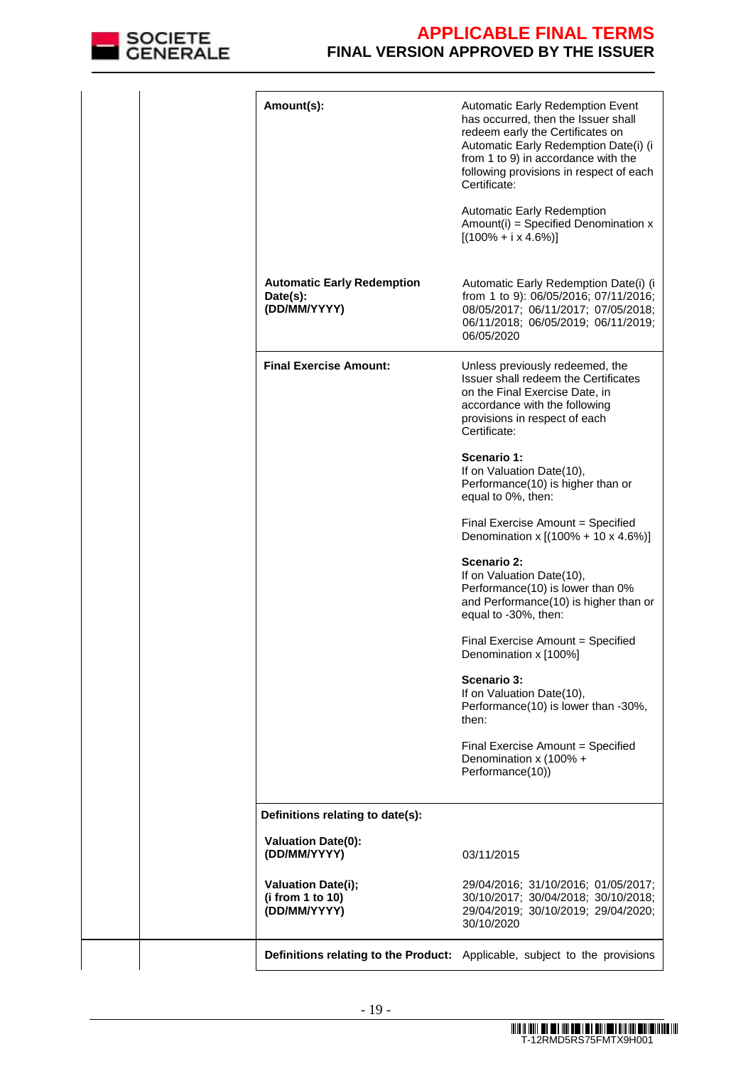| | |
|---|---|
| **Amount(s):** | Automatic Early Redemption Event has occurred, then the Issuer shall redeem early the Certificates on Automatic Early Redemption Date(i) (i from 1 to 9) in accordance with the following provisions in respect of each Certificate:<br><br>Automatic Early Redemption Amount(i) = Specified Denomination x [(100% + i x 4.6%)] |
| **Automatic Early Redemption Date(s): (DD/MM/YYYY)** | Automatic Early Redemption Date(i) (i from 1 to 9): 06/05/2016; 07/11/2016; 08/05/2017; 06/11/2017; 07/05/2018; 06/11/2018; 06/05/2019; 06/11/2019; 06/05/2020 |
| **Final Exercise Amount:** | Unless previously redeemed, the Issuer shall redeem the Certificates on the Final Exercise Date, in accordance with the following provisions in respect of each Certificate:<br><br>**Scenario 1:**<br>If on Valuation Date(10), Performance(10) is higher than or equal to 0%, then:<br><br>Final Exercise Amount = Specified Denomination x [(100% + 10 x 4.6%)]<br><br>**Scenario 2:**<br>If on Valuation Date(10), Performance(10) is lower than 0% and Performance(10) is higher than or equal to -30%, then:<br><br>Final Exercise Amount = Specified Denomination x [100%]<br><br>**Scenario 3:**<br>If on Valuation Date(10), Performance(10) is lower than -30%, then:<br><br>Final Exercise Amount = Specified Denomination x (100% + Performance(10)) |
| **Definitions relating to date(s):** | |
| **Valuation Date(0): (DD/MM/YYYY)** | 03/11/2015 |
| **Valuation Date(i); (i from 1 to 10) (DD/MM/YYYY)** | 29/04/2016; 31/10/2016; 01/05/2017; 30/10/2017; 30/04/2018; 30/10/2018; 29/04/2019; 30/10/2019; 29/04/2020; 30/10/2020 |
| **Definitions relating to the Product:** | Applicable, subject to the provisions |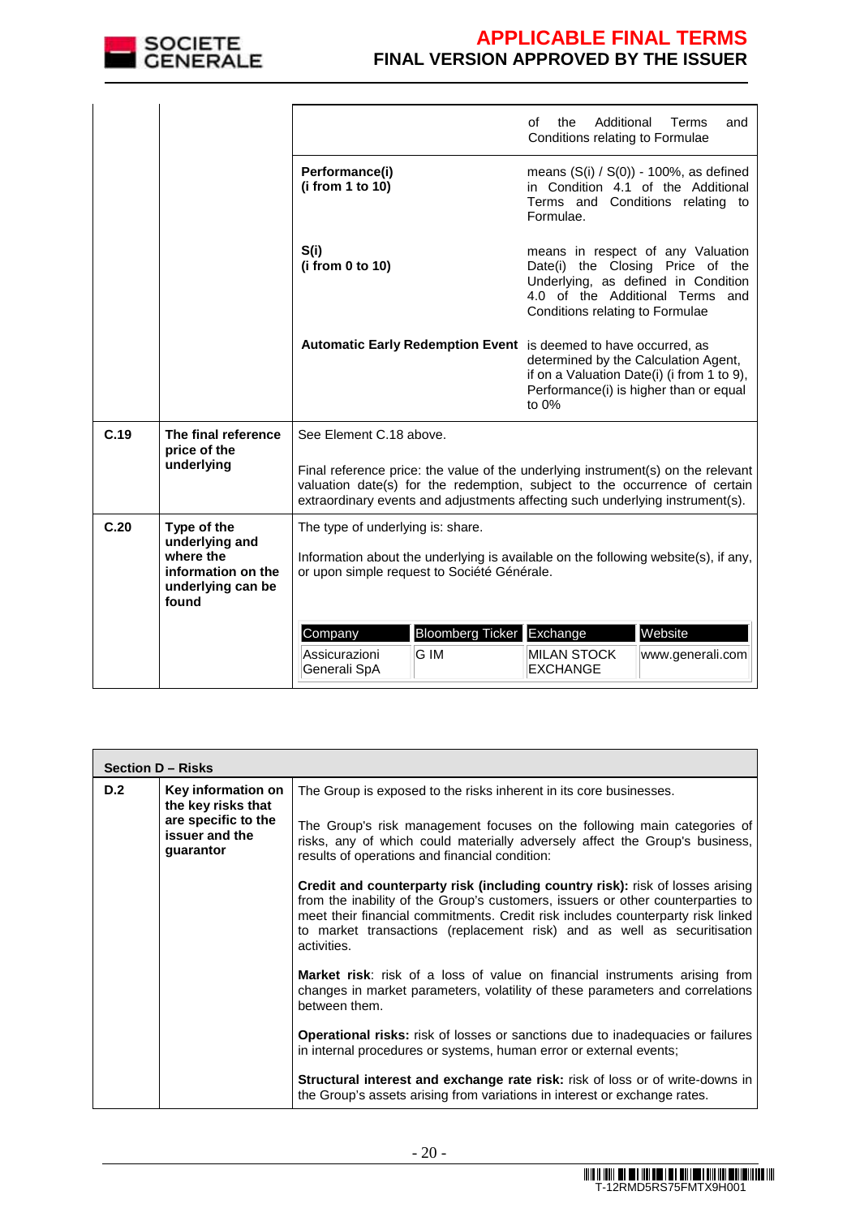| | | | |
|---|---|---|---|
| | | | of the Additional Terms and Conditions relating to Formulae |
| | | **Performance(i)** **(i from 1 to 10)** | means (S(i) / S(0)) - 100%, as defined in Condition 4.1 of the Additional Terms and Conditions relating to Formulae. |
| | | **S(i)** **(i from 0 to 10)** | means in respect of any Valuation Date(i) the Closing Price of the Underlying, as defined in Condition 4.0 of the Additional Terms and Conditions relating to Formulae |
| | | **Automatic Early Redemption Event** | is deemed to have occurred, as determined by the Calculation Agent, if on a Valuation Date(i) (i from 1 to 9), Performance(i) is higher than or equal to 0% |
| **C.19** | **The final reference price of the underlying** | See Element C.18 above.<br><br>Final reference price: the value of the underlying instrument(s) on the relevant valuation date(s) for the redemption, subject to the occurrence of certain extraordinary events and adjustments affecting such underlying instrument(s). | |
| **C.20** | **Type of the underlying and where the information on the underlying can be found** | The type of underlying is: share.<br><br>Information about the underlying is available on the following website(s), if any, or upon simple request to Société Générale. | |

| Company | Bloomberg Ticker | Exchange | Website |
|---|---|---|---|
| Assicurazioni Generali SpA | G IM | MILAN STOCK EXCHANGE | www.generali.com |

**Section D – Risks**

| | | |
|---|---|---|
| **D.2** | **Key information on the key risks that are specific to the issuer and the guarantor** | The Group is exposed to the risks inherent in its core businesses.<br><br>The Group's risk management focuses on the following main categories of risks, any of which could materially adversely affect the Group's business, results of operations and financial condition:<br><br>**Credit and counterparty risk (including country risk):** risk of losses arising from the inability of the Group's customers, issuers or other counterparties to meet their financial commitments. Credit risk includes counterparty risk linked to market transactions (replacement risk) and as well as securitisation activities.<br><br>**Market risk**: risk of a loss of value on financial instruments arising from changes in market parameters, volatility of these parameters and correlations between them.<br><br>**Operational risks:** risk of losses or sanctions due to inadequacies or failures in internal procedures or systems, human error or external events;<br><br>**Structural interest and exchange rate risk:** risk of loss or of write-downs in the Group's assets arising from variations in interest or exchange rates. |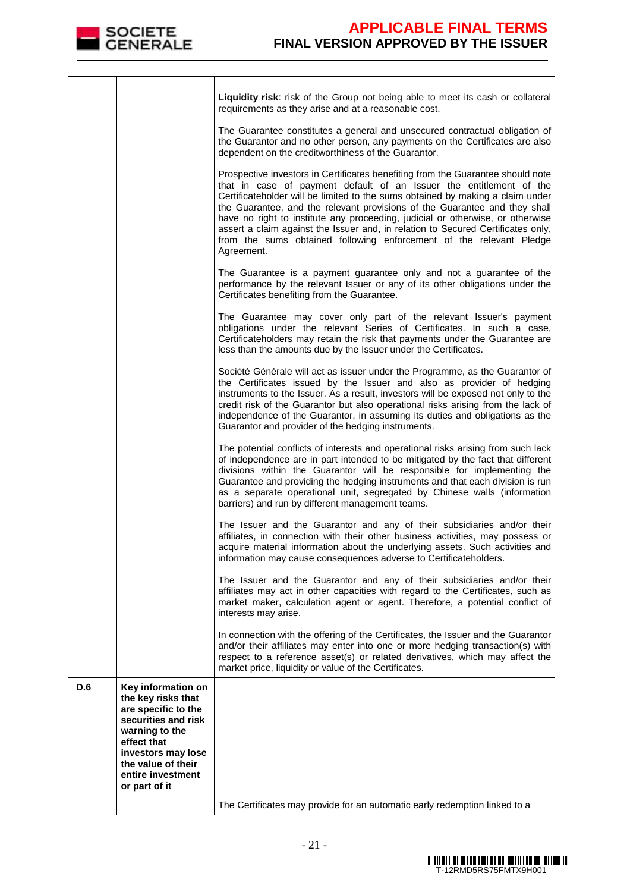| | | |
|---|---|---|
| | | **Liquidity risk**: risk of the Group not being able to meet its cash or collateral requirements as they arise and at a reasonable cost.<br><br>The Guarantee constitutes a general and unsecured contractual obligation of the Guarantor and no other person, any payments on the Certificates are also dependent on the creditworthiness of the Guarantor.<br><br>Prospective investors in Certificates benefiting from the Guarantee should note that in case of payment default of an Issuer the entitlement of the Certificateholder will be limited to the sums obtained by making a claim under the Guarantee, and the relevant provisions of the Guarantee and they shall have no right to institute any proceeding, judicial or otherwise, or otherwise assert a claim against the Issuer and, in relation to Secured Certificates only, from the sums obtained following enforcement of the relevant Pledge Agreement.<br><br>The Guarantee is a payment guarantee only and not a guarantee of the performance by the relevant Issuer or any of its other obligations under the Certificates benefiting from the Guarantee.<br><br>The Guarantee may cover only part of the relevant Issuer's payment obligations under the relevant Series of Certificates. In such a case, Certificateholders may retain the risk that payments under the Guarantee are less than the amounts due by the Issuer under the Certificates.<br><br>Société Générale will act as issuer under the Programme, as the Guarantor of the Certificates issued by the Issuer and also as provider of hedging instruments to the Issuer. As a result, investors will be exposed not only to the credit risk of the Guarantor but also operational risks arising from the lack of independence of the Guarantor, in assuming its duties and obligations as the Guarantor and provider of the hedging instruments.<br><br>The potential conflicts of interests and operational risks arising from such lack of independence are in part intended to be mitigated by the fact that different divisions within the Guarantor will be responsible for implementing the Guarantee and providing the hedging instruments and that each division is run as a separate operational unit, segregated by Chinese walls (information barriers) and run by different management teams.<br><br>The Issuer and the Guarantor and any of their subsidiaries and/or their affiliates, in connection with their other business activities, may possess or acquire material information about the underlying assets. Such activities and information may cause consequences adverse to Certificateholders.<br><br>The Issuer and the Guarantor and any of their subsidiaries and/or their affiliates may act in other capacities with regard to the Certificates, such as market maker, calculation agent or agent. Therefore, a potential conflict of interests may arise.<br><br>In connection with the offering of the Certificates, the Issuer and the Guarantor and/or their affiliates may enter into one or more hedging transaction(s) with respect to a reference asset(s) or related derivatives, which may affect the market price, liquidity or value of the Certificates. |
| **D.6** | **Key information on the key risks that are specific to the securities and risk warning to the effect that investors may lose the value of their entire investment or part of it** | The Certificates may provide for an automatic early redemption linked to a |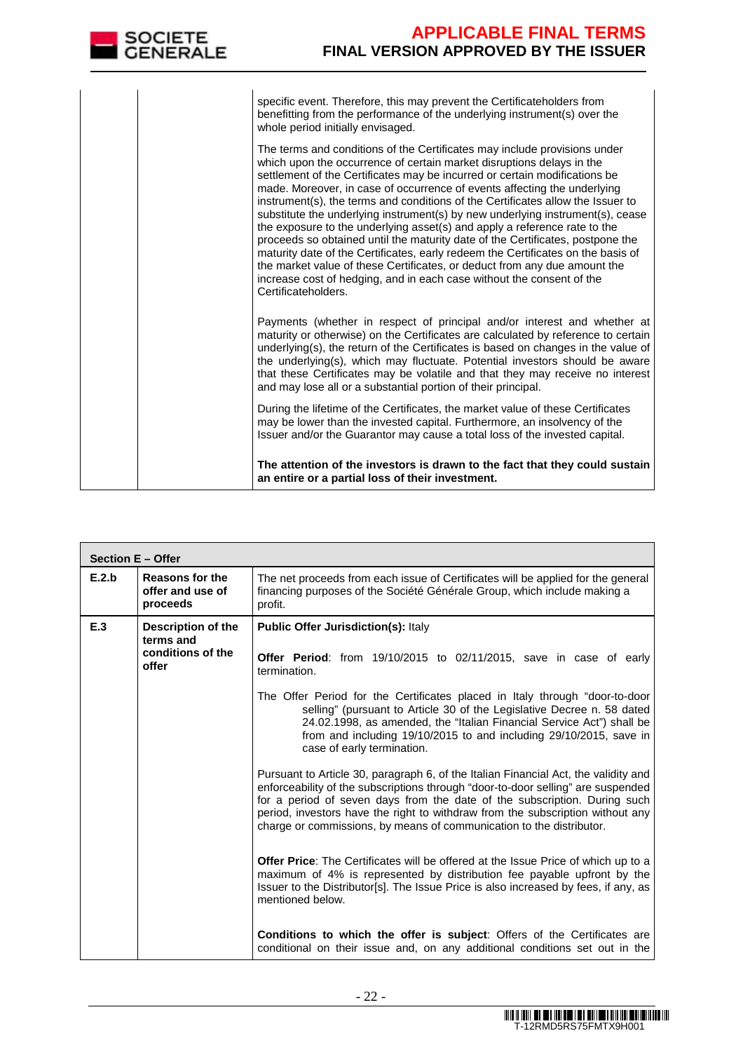| | | |
|---|---|---|
| | | specific event. Therefore, this may prevent the Certificateholders from benefitting from the performance of the underlying instrument(s) over the whole period initially envisaged.<br><br>The terms and conditions of the Certificates may include provisions under which upon the occurrence of certain market disruptions delays in the settlement of the Certificates may be incurred or certain modifications be made. Moreover, in case of occurrence of events affecting the underlying instrument(s), the terms and conditions of the Certificates allow the Issuer to substitute the underlying instrument(s) by new underlying instrument(s), cease the exposure to the underlying asset(s) and apply a reference rate to the proceeds so obtained until the maturity date of the Certificates, postpone the maturity date of the Certificates, early redeem the Certificates on the basis of the market value of these Certificates, or deduct from any due amount the increase cost of hedging, and in each case without the consent of the Certificateholders.<br><br>Payments (whether in respect of principal and/or interest and whether at maturity or otherwise) on the Certificates are calculated by reference to certain underlying(s), the return of the Certificates is based on changes in the value of the underlying(s), which may fluctuate. Potential investors should be aware that these Certificates may be volatile and that they may receive no interest and may lose all or a substantial portion of their principal.<br><br>During the lifetime of the Certificates, the market value of these Certificates may be lower than the invested capital. Furthermore, an insolvency of the Issuer and/or the Guarantor may cause a total loss of the invested capital.<br><br>**The attention of the investors is drawn to the fact that they could sustain an entire or a partial loss of their investment.** |

| **Section E – Offer** | | |
|---|---|---|
| **E.2.b** | **Reasons for the offer and use of proceeds** | The net proceeds from each issue of Certificates will be applied for the general financing purposes of the Société Générale Group, which include making a profit. |
| **E.3** | **Description of the terms and conditions of the offer** | **Public Offer Jurisdiction(s):** Italy<br><br>**Offer Period**: from 19/10/2015 to 02/11/2015, save in case of early termination.<br><br>The Offer Period for the Certificates placed in Italy through "door-to-door selling" (pursuant to Article 30 of the Legislative Decree n. 58 dated 24.02.1998, as amended, the "Italian Financial Service Act") shall be from and including 19/10/2015 to and including 29/10/2015, save in case of early termination.<br><br>Pursuant to Article 30, paragraph 6, of the Italian Financial Act, the validity and enforceability of the subscriptions through "door-to-door selling" are suspended for a period of seven days from the date of the subscription. During such period, investors have the right to withdraw from the subscription without any charge or commissions, by means of communication to the distributor.<br><br>**Offer Price**: The Certificates will be offered at the Issue Price of which up to a maximum of 4% is represented by distribution fee payable upfront by the Issuer to the Distributor[s]. The Issue Price is also increased by fees, if any, as mentioned below.<br><br>**Conditions to which the offer is subject**: Offers of the Certificates are conditional on their issue and, on any additional conditions set out in the |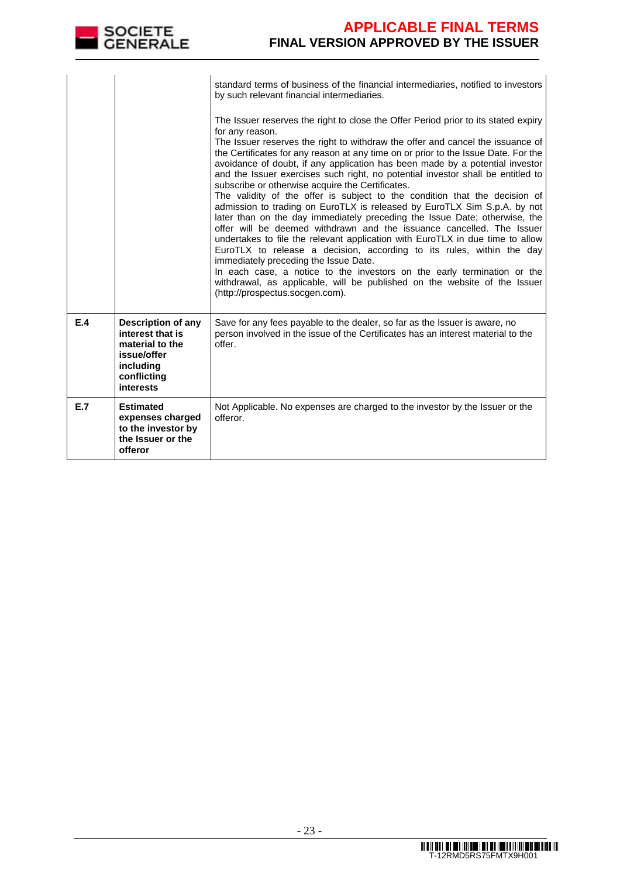| | | |
|---|---|---|
| | | standard terms of business of the financial intermediaries, notified to investors by such relevant financial intermediaries.<br><br>The Issuer reserves the right to close the Offer Period prior to its stated expiry for any reason.<br>The Issuer reserves the right to withdraw the offer and cancel the issuance of the Certificates for any reason at any time on or prior to the Issue Date. For the avoidance of doubt, if any application has been made by a potential investor and the Issuer exercises such right, no potential investor shall be entitled to subscribe or otherwise acquire the Certificates.<br>The validity of the offer is subject to the condition that the decision of admission to trading on EuroTLX is released by EuroTLX Sim S.p.A. by not later than on the day immediately preceding the Issue Date; otherwise, the offer will be deemed withdrawn and the issuance cancelled. The Issuer undertakes to file the relevant application with EuroTLX in due time to allow EuroTLX to release a decision, according to its rules, within the day immediately preceding the Issue Date.<br>In each case, a notice to the investors on the early termination or the withdrawal, as applicable, will be published on the website of the Issuer (http://prospectus.socgen.com). |
| **E.4** | **Description of any interest that is material to the issue/offer including conflicting interests** | Save for any fees payable to the dealer, so far as the Issuer is aware, no person involved in the issue of the Certificates has an interest material to the offer. |
| **E.7** | **Estimated expenses charged to the investor by the Issuer or the offeror** | Not Applicable. No expenses are charged to the investor by the Issuer or the offeror. |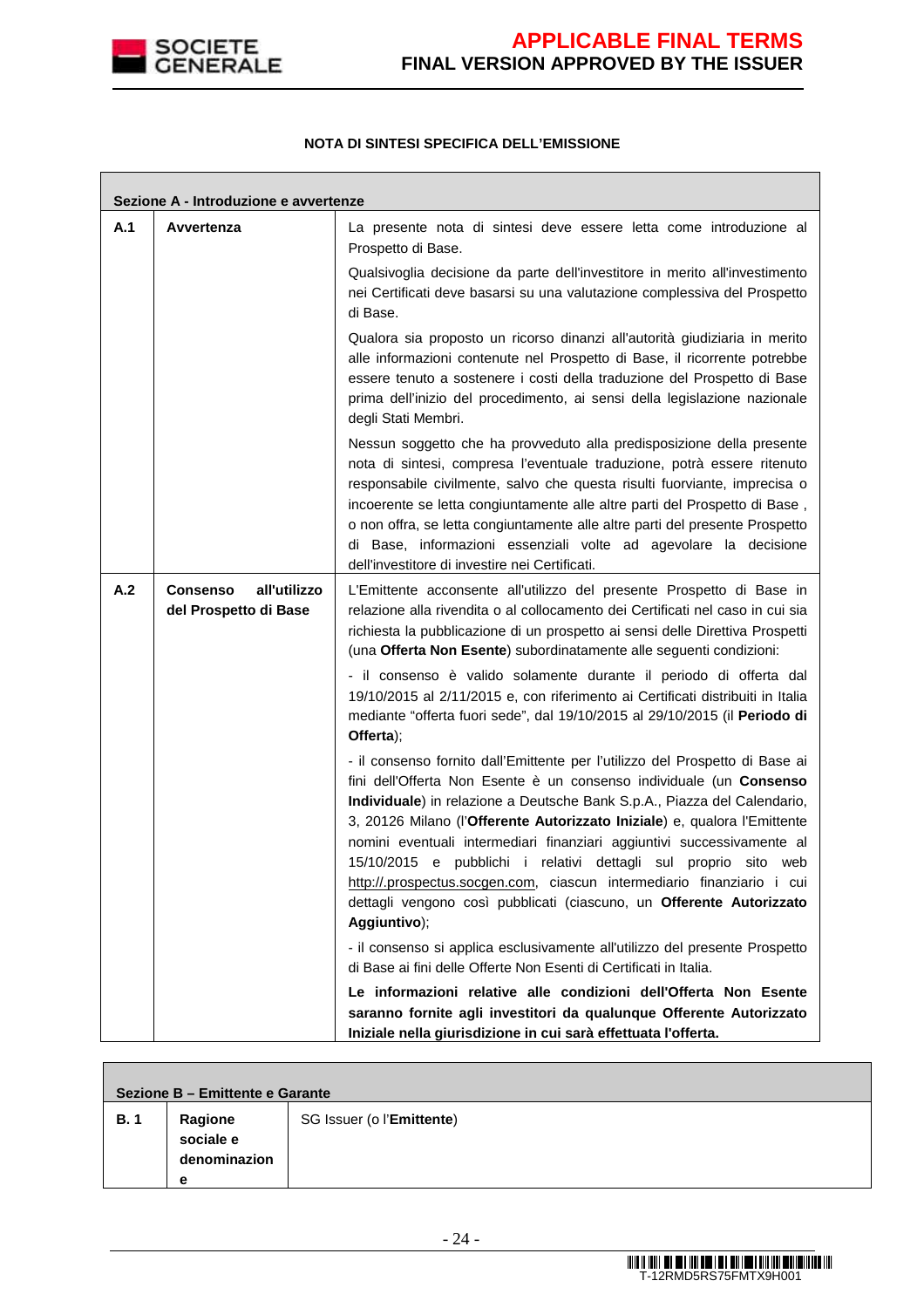## NOTA DI SINTESI SPECIFICA DELL'EMISSIONE

| Sezione A - Introduzione e avvertenze | | |
|---|---|---|
| **A.1** | **Avvertenza** | La presente nota di sintesi deve essere letta come introduzione al Prospetto di Base.<br><br>Qualsivoglia decisione da parte dell'investitore in merito all'investimento nei Certificati deve basarsi su una valutazione complessiva del Prospetto di Base.<br><br>Qualora sia proposto un ricorso dinanzi all'autorità giudiziaria in merito alle informazioni contenute nel Prospetto di Base, il ricorrente potrebbe essere tenuto a sostenere i costi della traduzione del Prospetto di Base prima dell'inizio del procedimento, ai sensi della legislazione nazionale degli Stati Membri.<br><br>Nessun soggetto che ha provveduto alla predisposizione della presente nota di sintesi, compresa l'eventuale traduzione, potrà essere ritenuto responsabile civilmente, salvo che questa risulti fuorviante, imprecisa o incoerente se letta congiuntamente alle altre parti del Prospetto di Base , o non offra, se letta congiuntamente alle altre parti del presente Prospetto di Base, informazioni essenziali volte ad agevolare la decisione dell'investitore di investire nei Certificati. |
| **A.2** | **Consenso all'utilizzo del Prospetto di Base** | L'Emittente acconsente all'utilizzo del presente Prospetto di Base in relazione alla rivendita o al collocamento dei Certificati nel caso in cui sia richiesta la pubblicazione di un prospetto ai sensi delle Direttiva Prospetti (una **Offerta Non Esente**) subordinatamente alle seguenti condizioni:<br><br>- il consenso è valido solamente durante il periodo di offerta dal 19/10/2015 al 2/11/2015 e, con riferimento ai Certificati distribuiti in Italia mediante "offerta fuori sede", dal 19/10/2015 al 29/10/2015 (il **Periodo di Offerta**);<br><br>- il consenso fornito dall'Emittente per l'utilizzo del Prospetto di Base ai fini dell'Offerta Non Esente è un consenso individuale (un **Consenso Individuale**) in relazione a Deutsche Bank S.p.A., Piazza del Calendario, 3, 20126 Milano (l'**Offerente Autorizzato Iniziale**) e, qualora l'Emittente nomini eventuali intermediari finanziari aggiuntivi successivamente al 15/10/2015 e pubblichi i relativi dettagli sul proprio sito web http://.prospectus.socgen.com, ciascun intermediario finanziario i cui dettagli vengono così pubblicati (ciascuno, un **Offerente Autorizzato Aggiuntivo**);<br><br>- il consenso si applica esclusivamente all'utilizzo del presente Prospetto di Base ai fini delle Offerte Non Esenti di Certificati in Italia.<br><br>**Le informazioni relative alle condizioni dell'Offerta Non Esente saranno fornite agli investitori da qualunque Offerente Autorizzato Iniziale nella giurisdizione in cui sarà effettuata l'offerta.** |

| Sezione B – Emittente e Garante | | |
|---|---|---|
| **B. 1** | **Ragione sociale e denominazione** | SG Issuer (o l'**Emittente**) |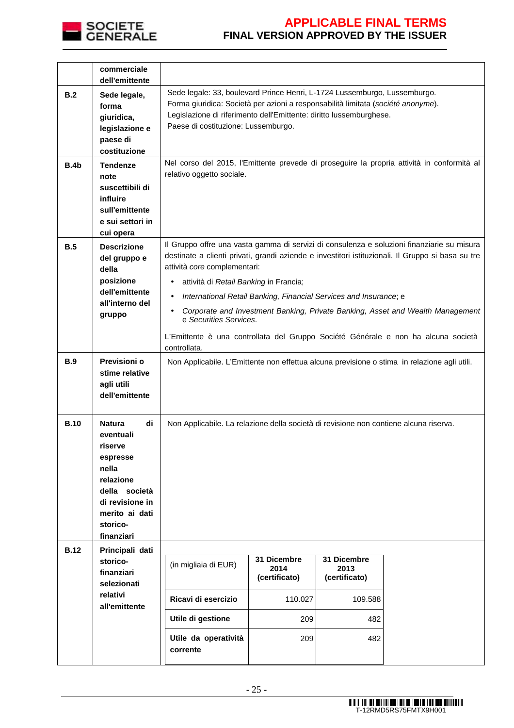| | | |
|---|---|---|
| | **commerciale dell'emittente** | |
| **B.2** | **Sede legale, forma giuridica, legislazione e paese di costituzione** | Sede legale: 33, boulevard Prince Henri, L-1724 Lussemburgo, Lussemburgo.<br>Forma giuridica: Società per azioni a responsabilità limitata (*société anonyme*).<br>Legislazione di riferimento dell'Emittente: diritto lussemburghese.<br>Paese di costituzione: Lussemburgo. |
| **B.4b** | **Tendenze note suscettibili di influire sull'emittente e sui settori in cui opera** | Nel corso del 2015, l'Emittente prevede di proseguire la propria attività in conformità al relativo oggetto sociale. |
| **B.5** | **Descrizione del gruppo e della posizione dell'emittente all'interno del gruppo** | Il Gruppo offre una vasta gamma di servizi di consulenza e soluzioni finanziarie su misura destinate a clienti privati, grandi aziende e investitori istituzionali. Il Gruppo si basa su tre attività *core* complementari:<br>• attività di *Retail Banking* in Francia;<br>• *International Retail Banking, Financial Services and Insurance*; e<br>• *Corporate and Investment Banking, Private Banking, Asset and Wealth Management* e *Securities Services*.<br><br>L'Emittente è una controllata del Gruppo Société Générale e non ha alcuna società controllata. |
| **B.9** | **Previsioni o stime relative agli utili dell'emittente** | Non Applicabile. L'Emittente non effettua alcuna previsione o stima in relazione agli utili. |
| **B.10** | **Natura di eventuali riserve espresse nella relazione della società di revisione in merito ai dati storico-finanziari** | Non Applicabile. La relazione della società di revisione non contiene alcuna riserva. |
| **B.12** | **Principali dati storico-finanziari selezionati relativi all'emittente** | (see table below) |

| (in migliaia di EUR) | **31 Dicembre 2014 (certificato)** | **31 Dicembre 2013 (certificato)** |
|---|---|---|
| **Ricavi di esercizio** | 110.027 | 109.588 |
| **Utile di gestione** | 209 | 482 |
| **Utile da operatività corrente** | 209 | 482 |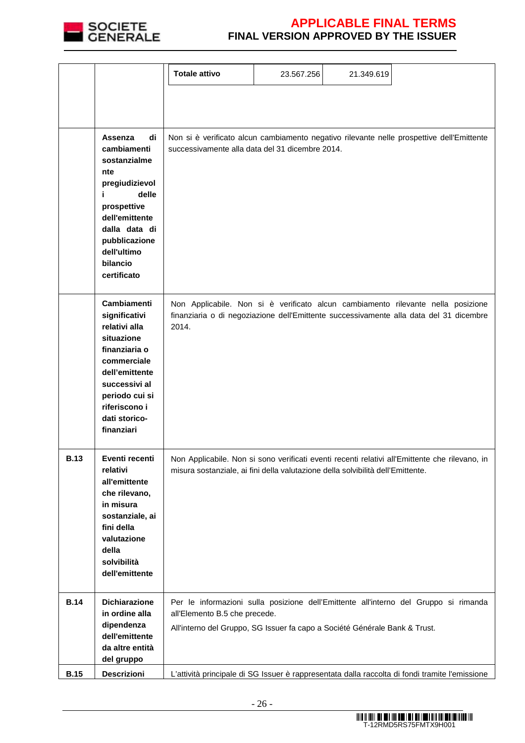| | | |
|---|---|---|
| | | **Totale attivo** \| 23.567.256 \| 21.349.619 |
| | **Assenza di cambiamenti sostanzialmente pregiudizievoli delle prospettive dell'emittente dalla data di pubblicazione dell'ultimo bilancio certificato** | Non si è verificato alcun cambiamento negativo rilevante nelle prospettive dell'Emittente successivamente alla data del 31 dicembre 2014. |
| | **Cambiamenti significativi relativi alla situazione finanziaria o commerciale dell'emittente successivi al periodo cui si riferiscono i dati storico-finanziari** | Non Applicabile. Non si è verificato alcun cambiamento rilevante nella posizione finanziaria o di negoziazione dell'Emittente successivamente alla data del 31 dicembre 2014. |
| **B.13** | **Eventi recenti relativi all'emittente che rilevano, in misura sostanziale, ai fini della valutazione della solvibilità dell'emittente** | Non Applicabile. Non si sono verificati eventi recenti relativi all'Emittente che rilevano, in misura sostanziale, ai fini della valutazione della solvibilità dell'Emittente. |
| **B.14** | **Dichiarazione in ordine alla dipendenza dell'emittente da altre entità del gruppo** | Per le informazioni sulla posizione dell'Emittente all'interno del Gruppo si rimanda all'Elemento B.5 che precede.<br>All'interno del Gruppo, SG Issuer fa capo a Société Générale Bank & Trust. |
| **B.15** | **Descrizioni** | L'attività principale di SG Issuer è rappresentata dalla raccolta di fondi tramite l'emissione |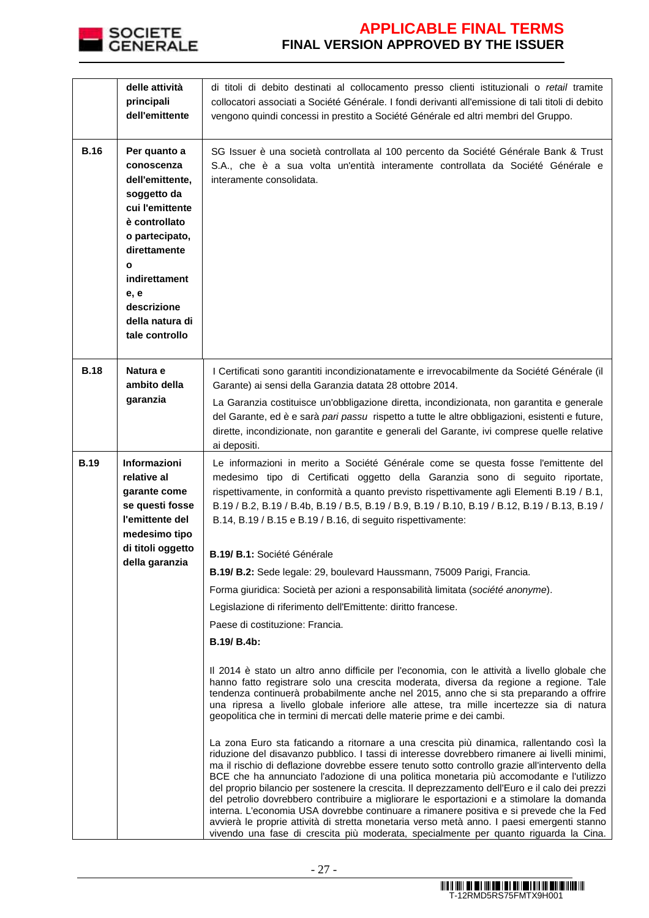| | | |
|---|---|---|
| | **delle attività principali dell'emittente** | di titoli di debito destinati al collocamento presso clienti istituzionali o *retail* tramite collocatori associati a Société Générale. I fondi derivanti all'emissione di tali titoli di debito vengono quindi concessi in prestito a Société Générale ed altri membri del Gruppo. |
| **B.16** | **Per quanto a conoscenza dell'emittente, soggetto da cui l'emittente è controllato o partecipato, direttamente o indirettamente, e descrizione della natura di tale controllo** | SG Issuer è una società controllata al 100 percento da Société Générale Bank & Trust S.A., che è a sua volta un'entità interamente controllata da Société Générale e interamente consolidata. |
| **B.18** | **Natura e ambito della garanzia** | I Certificati sono garantiti incondizionatamente e irrevocabilmente da Société Générale (il Garante) ai sensi della Garanzia datata 28 ottobre 2014.<br><br>La Garanzia costituisce un'obbligazione diretta, incondizionata, non garantita e generale del Garante, ed è e sarà *pari passu* rispetto a tutte le altre obbligazioni, esistenti e future, dirette, incondizionate, non garantite e generali del Garante, ivi comprese quelle relative ai depositi. |
| **B.19** | **Informazioni relative al garante come se questi fosse l'emittente del medesimo tipo di titoli oggetto della garanzia** | Le informazioni in merito a Société Générale come se questa fosse l'emittente del medesimo tipo di Certificati oggetto della Garanzia sono di seguito riportate, rispettivamente, in conformità a quanto previsto rispettivamente agli Elementi B.19 / B.1, B.19 / B.2, B.19 / B.4b, B.19 / B.5, B.19 / B.9, B.19 / B.10, B.19 / B.12, B.19 / B.13, B.19 / B.14, B.19 / B.15 e B.19 / B.16, di seguito rispettivamente:<br><br>**B.19/ B.1:** Société Générale<br><br>**B.19/ B.2:** Sede legale: 29, boulevard Haussmann, 75009 Parigi, Francia.<br><br>Forma giuridica: Società per azioni a responsabilità limitata (*société anonyme*).<br><br>Legislazione di riferimento dell'Emittente: diritto francese.<br><br>Paese di costituzione: Francia.<br><br>**B.19/ B.4b:**<br><br>Il 2014 è stato un altro anno difficile per l'economia, con le attività a livello globale che hanno fatto registrare solo una crescita moderata, diversa da regione a regione. Tale tendenza continuerà probabilmente anche nel 2015, anno che si sta preparando a offrire una ripresa a livello globale inferiore alle attese, tra mille incertezze sia di natura geopolitica che in termini di mercati delle materie prime e dei cambi.<br><br>La zona Euro sta faticando a ritornare a una crescita più dinamica, rallentando così la riduzione del disavanzo pubblico. I tassi di interesse dovrebbero rimanere ai livelli minimi, ma il rischio di deflazione dovrebbe essere tenuto sotto controllo grazie all'intervento della BCE che ha annunciato l'adozione di una politica monetaria più accomodante e l'utilizzo del proprio bilancio per sostenere la crescita. Il deprezzamento dell'Euro e il calo dei prezzi del petrolio dovrebbero contribuire a migliorare le esportazioni e a stimolare la domanda interna. L'economia USA dovrebbe continuare a rimanere positiva e si prevede che la Fed avvierà le proprie attività di stretta monetaria verso metà anno. I paesi emergenti stanno vivendo una fase di crescita più moderata, specialmente per quanto riguarda la Cina. |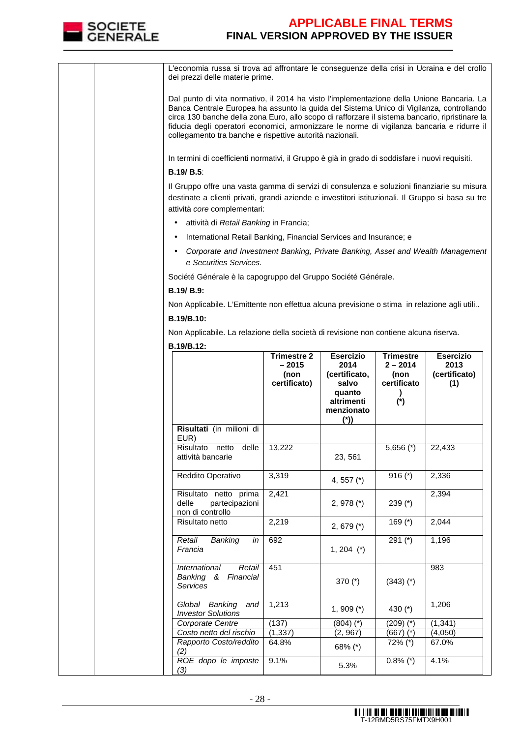L'economia russa si trova ad affrontare le conseguenze della crisi in Ucraina e del crollo dei prezzi delle materie prime.

Dal punto di vita normativo, il 2014 ha visto l'implementazione della Unione Bancaria. La Banca Centrale Europea ha assunto la guida del Sistema Unico di Vigilanza, controllando circa 130 banche della zona Euro, allo scopo di rafforzare il sistema bancario, ripristinare la fiducia degli operatori economici, armonizzare le norme di vigilanza bancaria e ridurre il collegamento tra banche e rispettive autorità nazionali.

In termini di coefficienti normativi, il Gruppo è già in grado di soddisfare i nuovi requisiti.

**B.19/ B.5**:

Il Gruppo offre una vasta gamma di servizi di consulenza e soluzioni finanziarie su misura destinate a clienti privati, grandi aziende e investitori istituzionali. Il Gruppo si basa su tre attività *core* complementari:

- attività di *Retail Banking* in Francia;
- International Retail Banking, Financial Services and Insurance; e
- *Corporate and Investment Banking, Private Banking, Asset and Wealth Management e Securities Services.*

Société Générale è la capogruppo del Gruppo Société Générale.

**B.19/ B.9:**

Non Applicabile. L'Emittente non effettua alcuna previsione o stima in relazione agli utili..

**B.19/B.10:**

Non Applicabile. La relazione della società di revisione non contiene alcuna riserva.

**B.19/B.12:**

| | **Trimestre 2 – 2015 (non certificato)** | **Esercizio 2014 (certificato, salvo quanto altrimenti menzionato (*))** | **Trimestre 2 – 2014 (non certificato) (*)** | **Esercizio 2013 (certificato) (1)** |
|---|---|---|---|---|
| **Risultati** (in milioni di EUR) | | | | |
| Risultato netto delle attività bancarie | 13,222 | 23, 561 | 5,656 (*) | 22,433 |
| Reddito Operativo | 3,319 | 4, 557 (*) | 916 (*) | 2,336 |
| Risultato netto prima delle partecipazioni non di controllo | 2,421 | 2, 978 (*) | 239 (*) | 2,394 |
| Risultato netto | 2,219 | 2, 679 (*) | 169 (*) | 2,044 |
| *Retail Banking in Francia* | 692 | 1, 204 (*) | 291 (*) | 1,196 |
| *International Retail Banking & Financial Services* | 451 | 370 (*) | (343) (*) | 983 |
| *Global Banking and Investor Solutions* | 1,213 | 1, 909 (*) | 430 (*) | 1,206 |
| *Corporate Centre* | (137) | (804) (*) | (209) (*) | (1,341) |
| *Costo netto del rischio* | (1,337) | (2, 967) | (667) (*) | (4,050) |
| *Rapporto Costo/reddito (2)* | 64.8% | 68% (*) | 72% (*) | 67.0% |
| *ROE dopo le imposte (3)* | 9.1% | 5.3% | 0.8% (*) | 4.1% |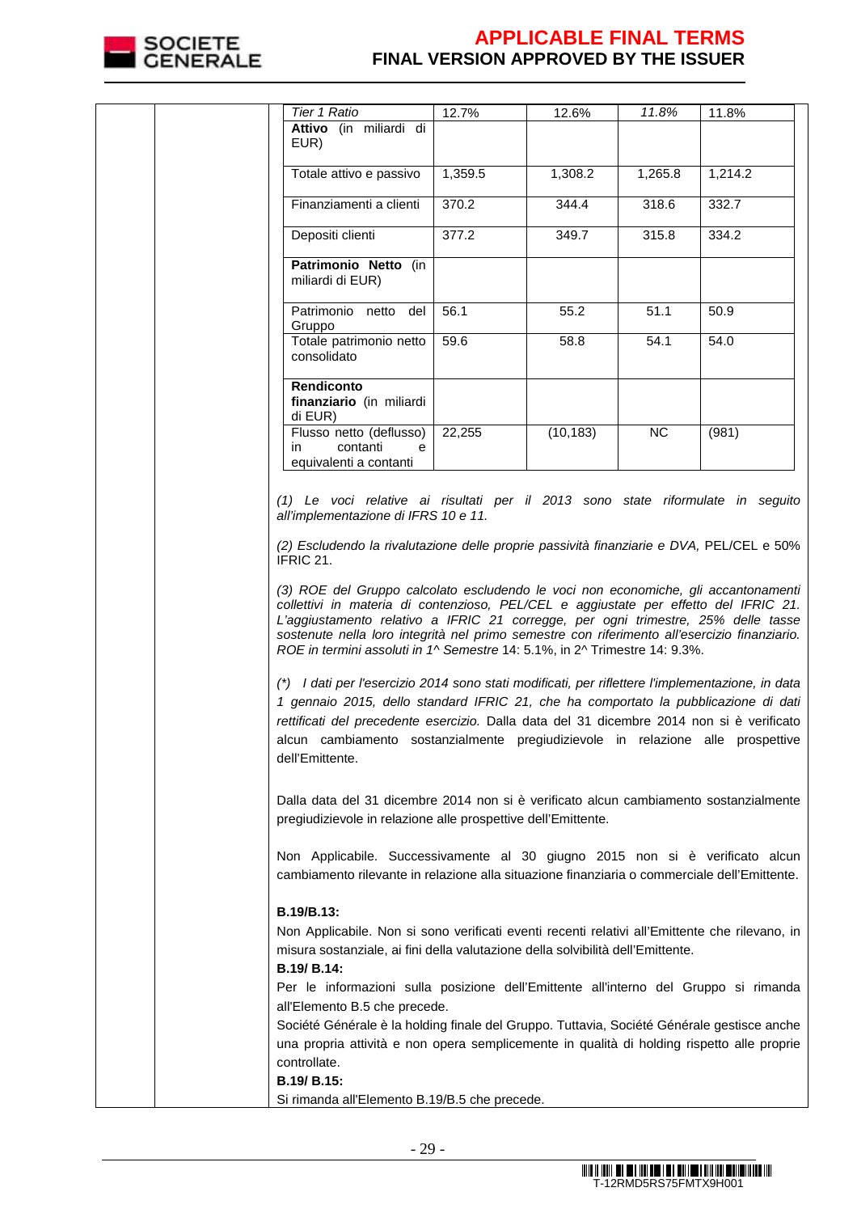| *Tier 1 Ratio* | 12.7% | 12.6% | *11.8%* | 11.8% |
|---|---|---|---|---|
| **Attivo** (in miliardi di EUR) | | | | |
| Totale attivo e passivo | 1,359.5 | 1,308.2 | 1,265.8 | 1,214.2 |
| Finanziamenti a clienti | 370.2 | 344.4 | 318.6 | 332.7 |
| Depositi clienti | 377.2 | 349.7 | 315.8 | 334.2 |
| **Patrimonio Netto** (in miliardi di EUR) | | | | |
| Patrimonio netto del Gruppo | 56.1 | 55.2 | 51.1 | 50.9 |
| Totale patrimonio netto consolidato | 59.6 | 58.8 | 54.1 | 54.0 |
| **Rendiconto finanziario** (in miliardi di EUR) | | | | |
| Flusso netto (deflusso) in contanti e equivalenti a contanti | 22,255 | (10,183) | NC | (981) |

*(1) Le voci relative ai risultati per il 2013 sono state riformulate in seguito all'implementazione di IFRS 10 e 11.*

*(2) Escludendo la rivalutazione delle proprie passività finanziarie e DVA,* PEL/CEL e 50% IFRIC 21.

*(3) ROE del Gruppo calcolato escludendo le voci non economiche, gli accantonamenti collettivi in materia di contenzioso, PEL/CEL e aggiustate per effetto del IFRIC 21. L'aggiustamento relativo a IFRIC 21 corregge, per ogni trimestre, 25% delle tasse sostenute nella loro integrità nel primo semestre con riferimento all'esercizio finanziario. ROE in termini assoluti in 1^ Semestre* 14: 5.1%, in 2^ Trimestre 14: 9.3%.

*(\*) I dati per l'esercizio 2014 sono stati modificati, per riflettere l'implementazione, in data 1 gennaio 2015, dello standard IFRIC 21, che ha comportato la pubblicazione di dati rettificati del precedente esercizio.* Dalla data del 31 dicembre 2014 non si è verificato alcun cambiamento sostanzialmente pregiudizievole in relazione alle prospettive dell'Emittente.

Dalla data del 31 dicembre 2014 non si è verificato alcun cambiamento sostanzialmente pregiudizievole in relazione alle prospettive dell'Emittente.

Non Applicabile. Successivamente al 30 giugno 2015 non si è verificato alcun cambiamento rilevante in relazione alla situazione finanziaria o commerciale dell'Emittente.

**B.19/B.13:**

Non Applicabile. Non si sono verificati eventi recenti relativi all'Emittente che rilevano, in misura sostanziale, ai fini della valutazione della solvibilità dell'Emittente.

**B.19/ B.14:**

Per le informazioni sulla posizione dell'Emittente all'interno del Gruppo si rimanda all'Elemento B.5 che precede.

Société Générale è la holding finale del Gruppo. Tuttavia, Société Générale gestisce anche una propria attività e non opera semplicemente in qualità di holding rispetto alle proprie controllate.

**B.19/ B.15:**

Si rimanda all'Elemento B.19/B.5 che precede.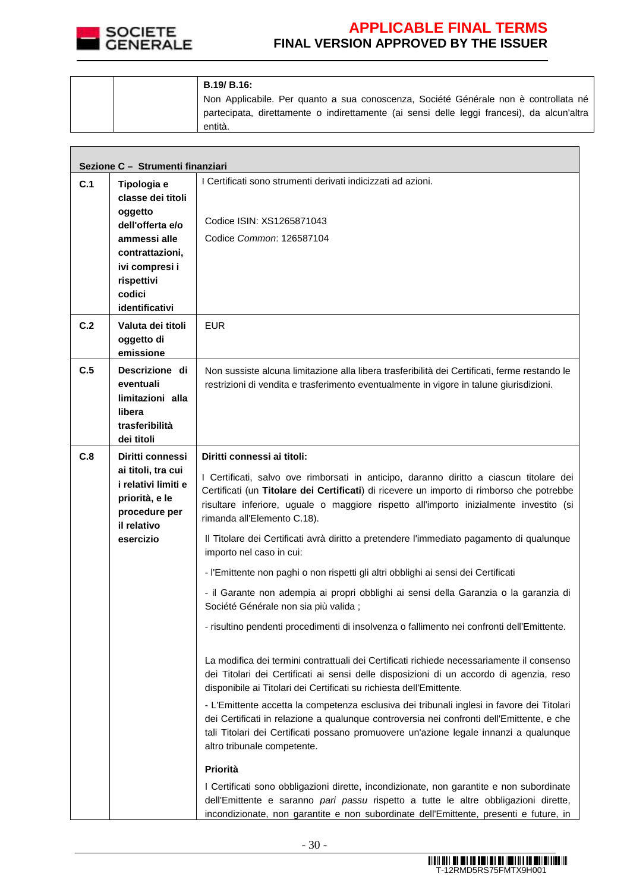| | | **B.19/ B.16:** Non Applicabile. Per quanto a sua conoscenza, Société Générale non è controllata né partecipata, direttamente o indirettamente (ai sensi delle leggi francesi), da alcun'altra entità. |
|---|---|---|

| **Sezione C – Strumenti finanziari** | | |
|---|---|---|
| **C.1** | **Tipologia e classe dei titoli oggetto dell'offerta e/o ammessi alle contrattazioni, ivi compresi i rispettivi codici identificativi** | I Certificati sono strumenti derivati indicizzati ad azioni.<br><br>Codice ISIN: XS1265871043<br>Codice *Common*: 126587104 |
| **C.2** | **Valuta dei titoli oggetto di emissione** | EUR |
| **C.5** | **Descrizione di eventuali limitazioni alla libera trasferibilità dei titoli** | Non sussiste alcuna limitazione alla libera trasferibilità dei Certificati, ferme restando le restrizioni di vendita e trasferimento eventualmente in vigore in talune giurisdizioni. |
| **C.8** | **Diritti connessi ai titoli, tra cui i relativi limiti e priorità, e le procedure per il relativo esercizio** | **Diritti connessi ai titoli:**<br><br>I Certificati, salvo ove rimborsati in anticipo, daranno diritto a ciascun titolare dei Certificati (un **Titolare dei Certificati**) di ricevere un importo di rimborso che potrebbe risultare inferiore, uguale o maggiore rispetto all'importo inizialmente investito (si rimanda all'Elemento C.18).<br><br>Il Titolare dei Certificati avrà diritto a pretendere l'immediato pagamento di qualunque importo nel caso in cui:<br><br>- l'Emittente non paghi o non rispetti gli altri obblighi ai sensi dei Certificati<br><br>- il Garante non adempia ai propri obblighi ai sensi della Garanzia o la garanzia di Société Générale non sia più valida ;<br><br>- risultino pendenti procedimenti di insolvenza o fallimento nei confronti dell'Emittente.<br><br>La modifica dei termini contrattuali dei Certificati richiede necessariamente il consenso dei Titolari dei Certificati ai sensi delle disposizioni di un accordo di agenzia, reso disponibile ai Titolari dei Certificati su richiesta dell'Emittente.<br><br>- L'Emittente accetta la competenza esclusiva dei tribunali inglesi in favore dei Titolari dei Certificati in relazione a qualunque controversia nei confronti dell'Emittente, e che tali Titolari dei Certificati possano promuovere un'azione legale innanzi a qualunque altro tribunale competente.<br><br>**Priorità**<br><br>I Certificati sono obbligazioni dirette, incondizionate, non garantite e non subordinate dell'Emittente e saranno *pari passu* rispetto a tutte le altre obbligazioni dirette, incondizionate, non garantite e non subordinate dell'Emittente, presenti e future, in |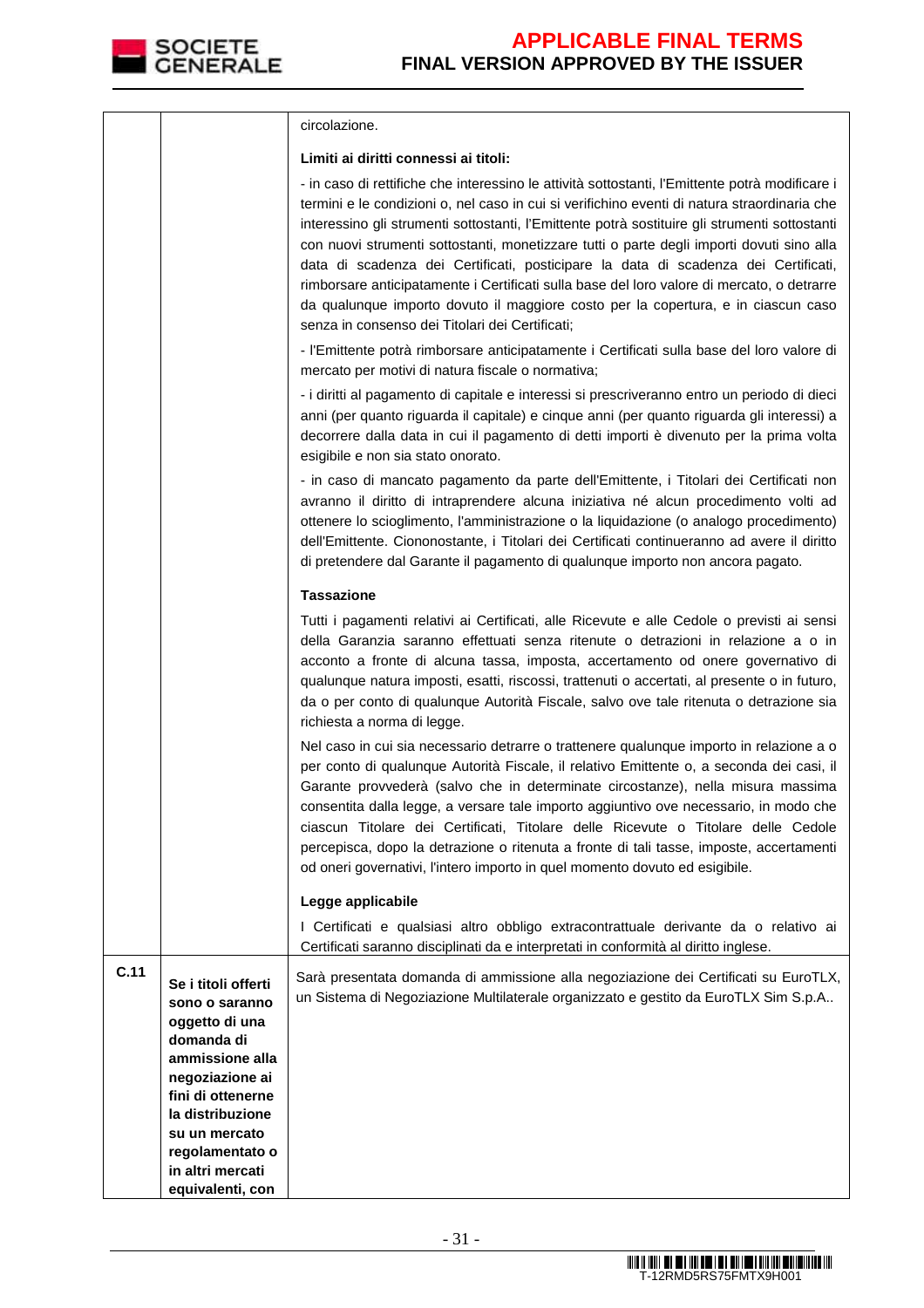| | | |
|---|---|---|
| | | circolazione.<br><br>**Limiti ai diritti connessi ai titoli:**<br><br>- in caso di rettifiche che interessino le attività sottostanti, l'Emittente potrà modificare i termini e le condizioni o, nel caso in cui si verifichino eventi di natura straordinaria che interessino gli strumenti sottostanti, l'Emittente potrà sostituire gli strumenti sottostanti con nuovi strumenti sottostanti, monetizzare tutti o parte degli importi dovuti sino alla data di scadenza dei Certificati, posticipare la data di scadenza dei Certificati, rimborsare anticipatamente i Certificati sulla base del loro valore di mercato, o detrarre da qualunque importo dovuto il maggiore costo per la copertura, e in ciascun caso senza in consenso dei Titolari dei Certificati;<br><br>- l'Emittente potrà rimborsare anticipatamente i Certificati sulla base del loro valore di mercato per motivi di natura fiscale o normativa;<br><br>- i diritti al pagamento di capitale e interessi si prescriveranno entro un periodo di dieci anni (per quanto riguarda il capitale) e cinque anni (per quanto riguarda gli interessi) a decorrere dalla data in cui il pagamento di detti importi è divenuto per la prima volta esigibile e non sia stato onorato.<br><br>- in caso di mancato pagamento da parte dell'Emittente, i Titolari dei Certificati non avranno il diritto di intraprendere alcuna iniziativa né alcun procedimento volti ad ottenere lo scioglimento, l'amministrazione o la liquidazione (o analogo procedimento) dell'Emittente. Ciononostante, i Titolari dei Certificati continueranno ad avere il diritto di pretendere dal Garante il pagamento di qualunque importo non ancora pagato.<br><br>**Tassazione**<br><br>Tutti i pagamenti relativi ai Certificati, alle Ricevute e alle Cedole o previsti ai sensi della Garanzia saranno effettuati senza ritenute o detrazioni in relazione a o in acconto a fronte di alcuna tassa, imposta, accertamento od onere governativo di qualunque natura imposti, esatti, riscossi, trattenuti o accertati, al presente o in futuro, da o per conto di qualunque Autorità Fiscale, salvo ove tale ritenuta o detrazione sia richiesta a norma di legge.<br><br>Nel caso in cui sia necessario detrarre o trattenere qualunque importo in relazione a o per conto di qualunque Autorità Fiscale, il relativo Emittente o, a seconda dei casi, il Garante provvederà (salvo che in determinate circostanze), nella misura massima consentita dalla legge, a versare tale importo aggiuntivo ove necessario, in modo che ciascun Titolare dei Certificati, Titolare delle Ricevute o Titolare delle Cedole percepisca, dopo la detrazione o ritenuta a fronte di tali tasse, imposte, accertamenti od oneri governativi, l'intero importo in quel momento dovuto ed esigibile.<br><br>**Legge applicabile**<br><br>I Certificati e qualsiasi altro obbligo extracontrattuale derivante da o relativo ai Certificati saranno disciplinati da e interpretati in conformità al diritto inglese. |
| **C.11** | **Se i titoli offerti sono o saranno oggetto di una domanda di ammissione alla negoziazione ai fini di ottenerne la distribuzione su un mercato regolamentato o in altri mercati equivalenti, con** | Sarà presentata domanda di ammissione alla negoziazione dei Certificati su EuroTLX, un Sistema di Negoziazione Multilaterale organizzato e gestito da EuroTLX Sim S.p.A.. |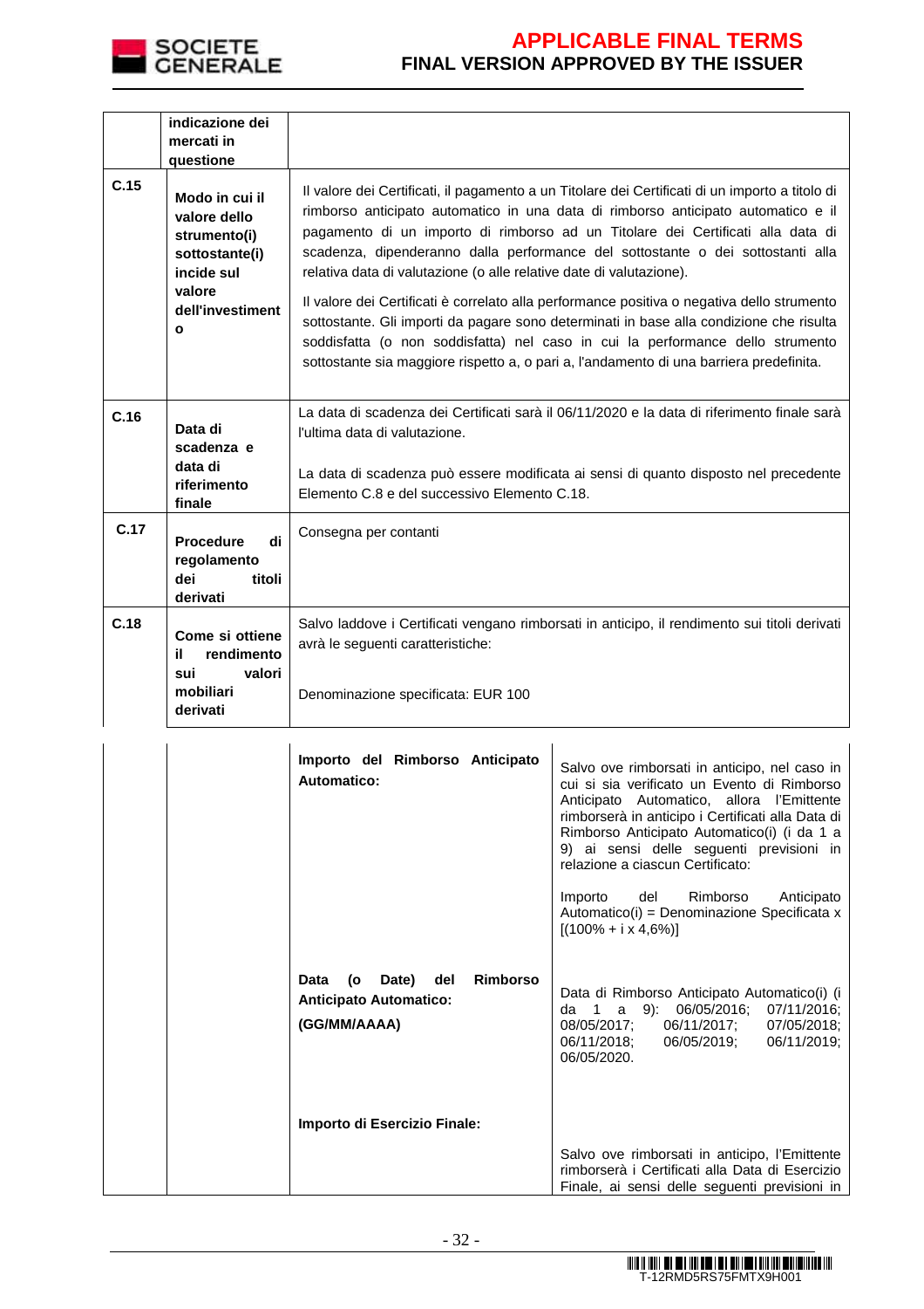| | | | |
|---|---|---|---|
| | indicazione dei mercati in questione | | |
| C.15 | **Modo in cui il valore dello strumento(i) sottostante(i) incide sul valore dell'investimento** | Il valore dei Certificati, il pagamento a un Titolare dei Certificati di un importo a titolo di rimborso anticipato automatico in una data di rimborso anticipato automatico e il pagamento di un importo di rimborso ad un Titolare dei Certificati alla data di scadenza, dipenderanno dalla performance del sottostante o dei sottostanti alla relativa data di valutazione (o alle relative date di valutazione).<br><br>Il valore dei Certificati è correlato alla performance positiva o negativa dello strumento sottostante. Gli importi da pagare sono determinati in base alla condizione che risulta soddisfatta (o non soddisfatta) nel caso in cui la performance dello strumento sottostante sia maggiore rispetto a, o pari a, l'andamento di una barriera predefinita. | |
| C.16 | **Data di scadenza e data di riferimento finale** | La data di scadenza dei Certificati sarà il 06/11/2020 e la data di riferimento finale sarà l'ultima data di valutazione.<br><br>La data di scadenza può essere modificata ai sensi di quanto disposto nel precedente Elemento C.8 e del successivo Elemento C.18. | |
| C.17 | **Procedure di regolamento dei titoli derivati** | Consegna per contanti | |
| C.18 | **Come si ottiene il rendimento sui valori mobiliari derivati** | Salvo laddove i Certificati vengano rimborsati in anticipo, il rendimento sui titoli derivati avrà le seguenti caratteristiche:<br><br>Denominazione specificata: EUR 100 | |
| | | **Importo del Rimborso Anticipato Automatico:** | Salvo ove rimborsati in anticipo, nel caso in cui si sia verificato un Evento di Rimborso Anticipato Automatico, allora l'Emittente rimborserà in anticipo i Certificati alla Data di Rimborso Anticipato Automatico(i) (i da 1 a 9) ai sensi delle seguenti previsioni in relazione a ciascun Certificato:<br><br>Importo del Rimborso Anticipato Automatico(i) = Denominazione Specificata x [(100% + i x 4,6%)] |
| | | **Data (o Date) del Rimborso Anticipato Automatico: (GG/MM/AAAA)** | Data di Rimborso Anticipato Automatico(i) (i da 1 a 9): 06/05/2016; 07/11/2016; 08/05/2017; 06/11/2017; 07/05/2018; 06/11/2018; 06/05/2019; 06/11/2019; 06/05/2020. |
| | | **Importo di Esercizio Finale:** | Salvo ove rimborsati in anticipo, l'Emittente rimborserà i Certificati alla Data di Esercizio Finale, ai sensi delle seguenti previsioni in |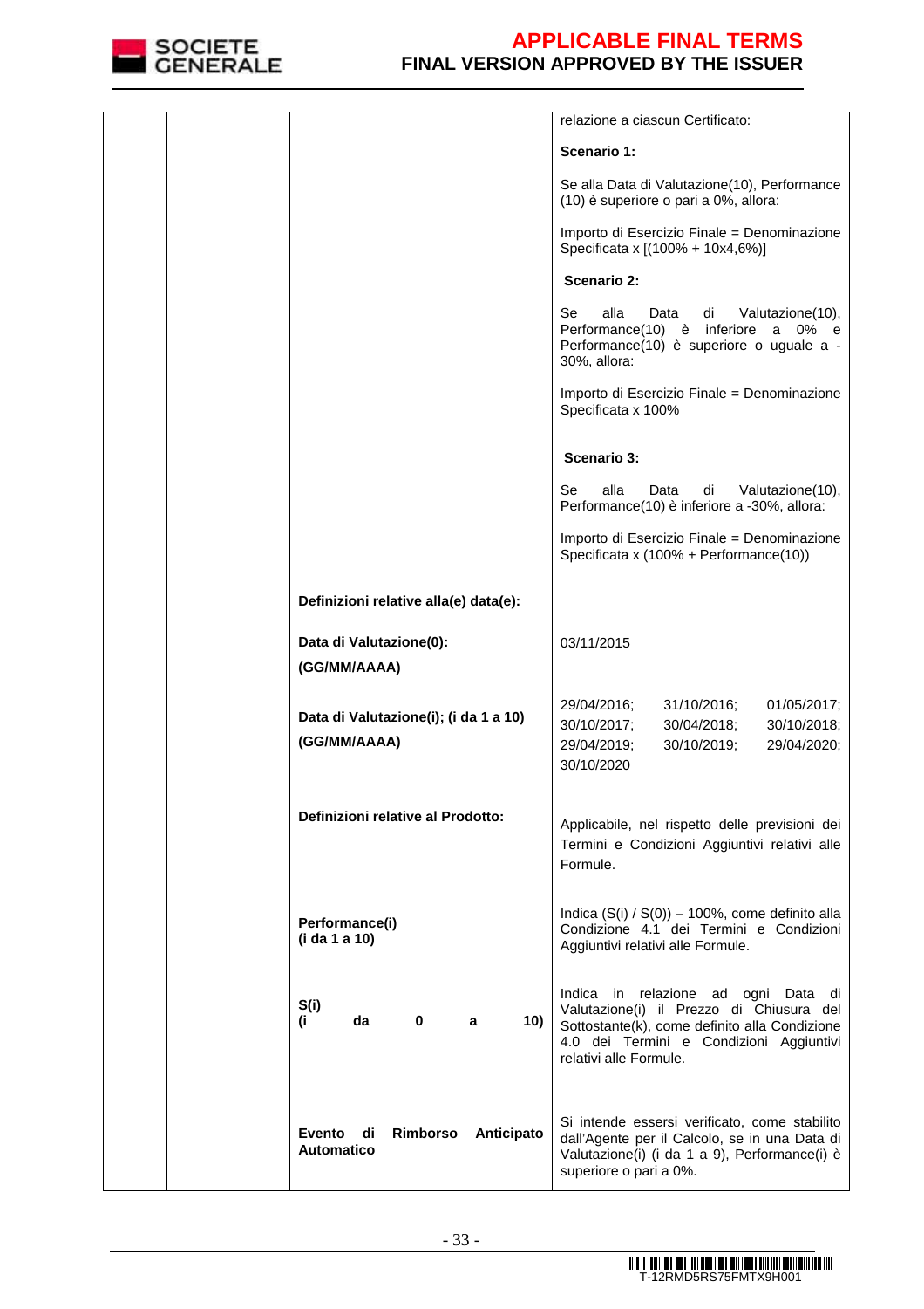| | | | relazione a ciascun Certificato: **Scenario 1:** Se alla Data di Valutazione(10), Performance (10) è superiore o pari a 0%, allora: Importo di Esercizio Finale = Denominazione Specificata x [(100% + 10x4,6%)] **Scenario 2:** Se alla Data di Valutazione(10), Performance(10) è inferiore a 0% e Performance(10) è superiore o uguale a -30%, allora: Importo di Esercizio Finale = Denominazione Specificata x 100% **Scenario 3:** Se alla Data di Valutazione(10), Performance(10) è inferiore a -30%, allora: Importo di Esercizio Finale = Denominazione Specificata x (100% + Performance(10)) |
|---|---|---|---|
| | | **Definizioni relative alla(e) data(e):** | |
| | | **Data di Valutazione(0): (GG/MM/AAAA)** | 03/11/2015 |
| | | **Data di Valutazione(i); (i da 1 a 10) (GG/MM/AAAA)** | 29/04/2016; 31/10/2016; 01/05/2017; 30/10/2017; 30/04/2018; 30/10/2018; 29/04/2019; 30/10/2019; 29/04/2020; 30/10/2020 |
| | | **Definizioni relative al Prodotto:** | Applicabile, nel rispetto delle previsioni dei Termini e Condizioni Aggiuntivi relativi alle Formule. |
| | | **Performance(i) (i da 1 a 10)** | Indica (S(i) / S(0)) – 100%, come definito alla Condizione 4.1 dei Termini e Condizioni Aggiuntivi relativi alle Formule. |
| | | **S(i) (i da 0 a 10)** | Indica in relazione ad ogni Data di Valutazione(i) il Prezzo di Chiusura del Sottostante(k), come definito alla Condizione 4.0 dei Termini e Condizioni Aggiuntivi relativi alle Formule. |
| | | **Evento di Rimborso Anticipato Automatico** | Si intende essersi verificato, come stabilito dall'Agente per il Calcolo, se in una Data di Valutazione(i) (i da 1 a 9), Performance(i) è superiore o pari a 0%. |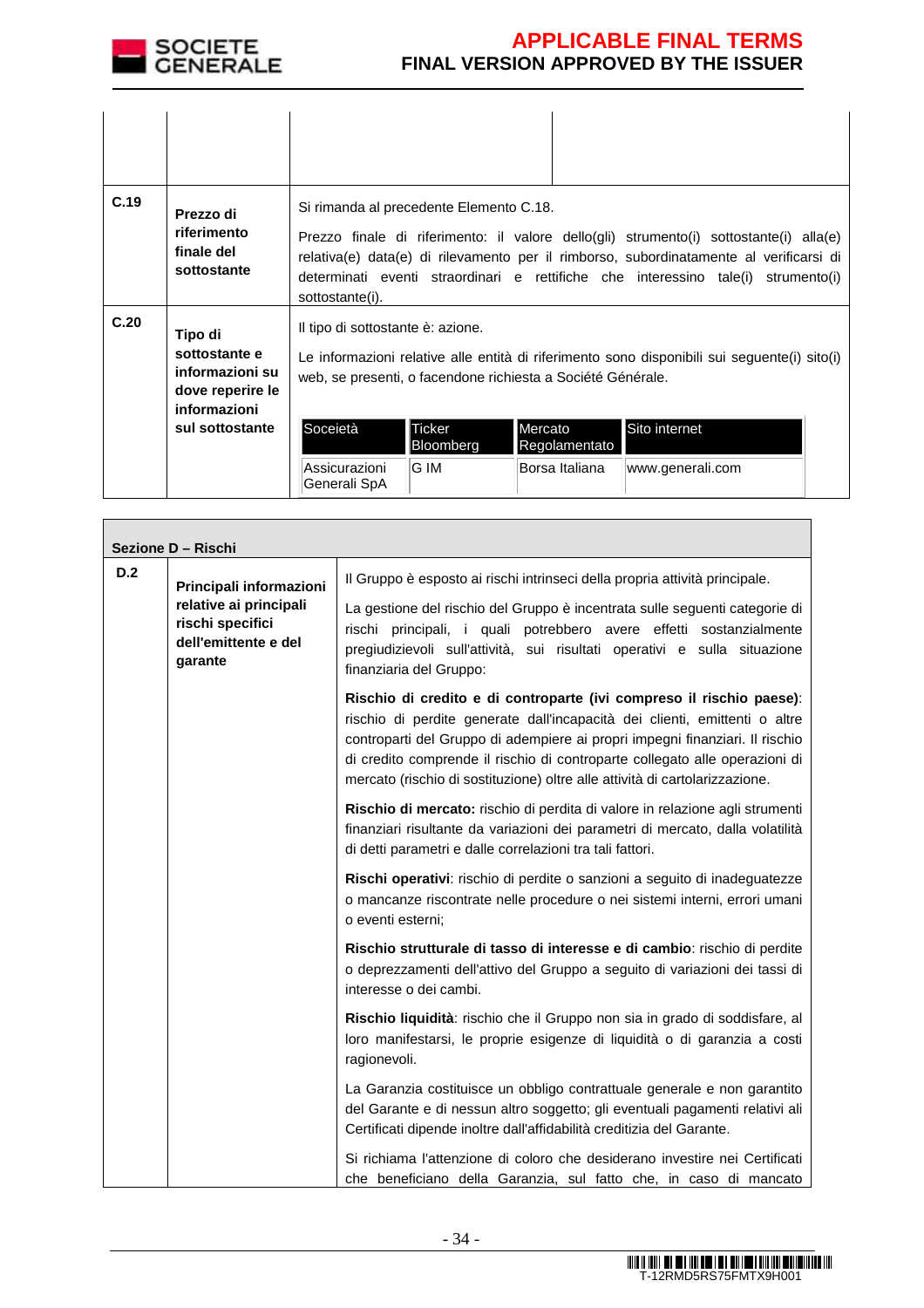| | | | |
|---|---|---|---|
| | | | |
| **C.19** | **Prezzo di riferimento finale del sottostante** | Si rimanda al precedente Elemento C.18.<br><br>Prezzo finale di riferimento: il valore dello(gli) strumento(i) sottostante(i) alla(e) relativa(e) data(e) di rilevamento per il rimborso, subordinatamente al verificarsi di determinati eventi straordinari e rettifiche che interessino tale(i) strumento(i) sottostante(i). | |
| **C.20** | **Tipo di sottostante e informazioni su dove reperire le informazioni sul sottostante** | Il tipo di sottostante è: azione.<br><br>Le informazioni relative alle entità di riferimento sono disponibili sui seguente(i) sito(i) web, se presenti, o facendone richiesta a Société Générale. | |

| Soceietà | Ticker Bloomberg | Mercato Regolamentato | Sito internet |
|---|---|---|---|
| Assicurazioni Generali SpA | G IM | Borsa Italiana | www.generali.com |

| **Sezione D – Rischi** | | |
|---|---|---|
| **D.2** | **Principali informazioni relative ai principali rischi specifici dell'emittente e del garante** | Il Gruppo è esposto ai rischi intrinseci della propria attività principale.<br><br>La gestione del rischio del Gruppo è incentrata sulle seguenti categorie di rischi principali, i quali potrebbero avere effetti sostanzialmente pregiudizievoli sull'attività, sui risultati operativi e sulla situazione finanziaria del Gruppo:<br><br>**Rischio di credito e di controparte (ivi compreso il rischio paese)**: rischio di perdite generate dall'incapacità dei clienti, emittenti o altre controparti del Gruppo di adempiere ai propri impegni finanziari. Il rischio di credito comprende il rischio di controparte collegato alle operazioni di mercato (rischio di sostituzione) oltre alle attività di cartolarizzazione.<br><br>**Rischio di mercato:** rischio di perdita di valore in relazione agli strumenti finanziari risultante da variazioni dei parametri di mercato, dalla volatilità di detti parametri e dalle correlazioni tra tali fattori.<br><br>**Rischi operativi**: rischio di perdite o sanzioni a seguito di inadeguatezze o mancanze riscontrate nelle procedure o nei sistemi interni, errori umani o eventi esterni;<br><br>**Rischio strutturale di tasso di interesse e di cambio**: rischio di perdite o deprezzamenti dell'attivo del Gruppo a seguito di variazioni dei tassi di interesse o dei cambi.<br><br>**Rischio liquidità**: rischio che il Gruppo non sia in grado di soddisfare, al loro manifestarsi, le proprie esigenze di liquidità o di garanzia a costi ragionevoli.<br><br>La Garanzia costituisce un obbligo contrattuale generale e non garantito del Garante e di nessun altro soggetto; gli eventuali pagamenti relativi ai Certificati dipende inoltre dall'affidabilità creditizia del Garante.<br><br>Si richiama l'attenzione di coloro che desiderano investire nei Certificati che beneficiano della Garanzia, sul fatto che, in caso di mancato |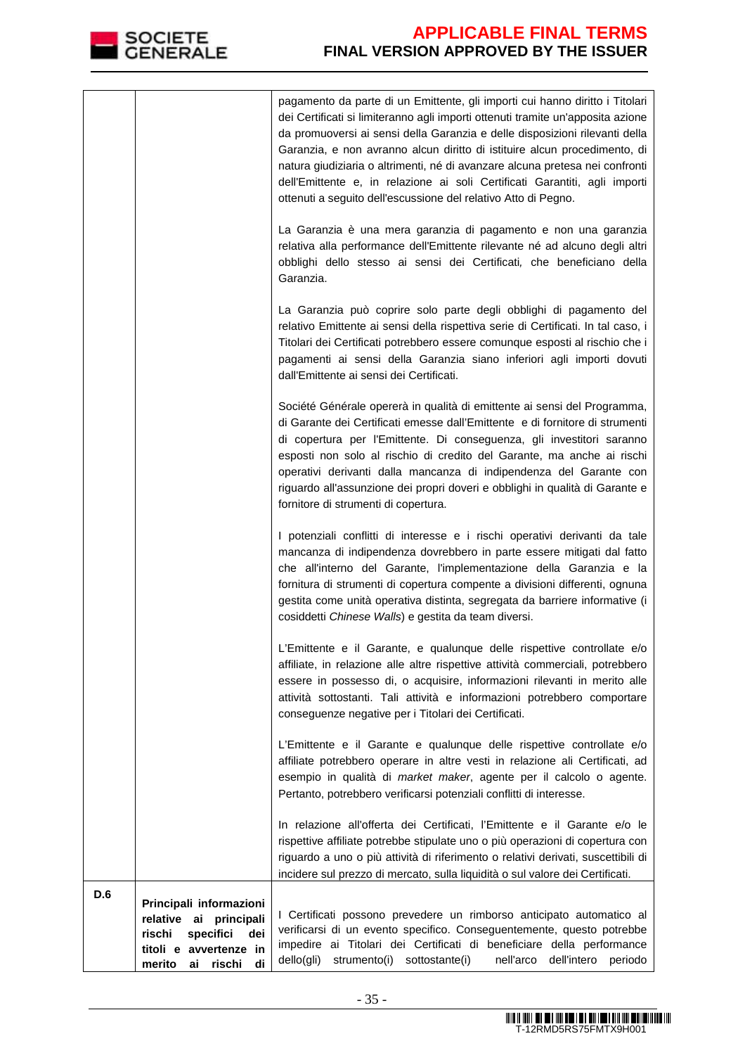| | | |
|---|---|---|
| | | pagamento da parte di un Emittente, gli importi cui hanno diritto i Titolari dei Certificati si limiteranno agli importi ottenuti tramite un'apposita azione da promuoversi ai sensi della Garanzia e delle disposizioni rilevanti della Garanzia, e non avranno alcun diritto di istituire alcun procedimento, di natura giudiziaria o altrimenti, né di avanzare alcuna pretesa nei confronti dell'Emittente e, in relazione ai soli Certificati Garantiti, agli importi ottenuti a seguito dell'escussione del relativo Atto di Pegno.<br><br>La Garanzia è una mera garanzia di pagamento e non una garanzia relativa alla performance dell'Emittente rilevante né ad alcuno degli altri obblighi dello stesso ai sensi dei Certificati, che beneficiano della Garanzia.<br><br>La Garanzia può coprire solo parte degli obblighi di pagamento del relativo Emittente ai sensi della rispettiva serie di Certificati. In tal caso, i Titolari dei Certificati potrebbero essere comunque esposti al rischio che i pagamenti ai sensi della Garanzia siano inferiori agli importi dovuti dall'Emittente ai sensi dei Certificati.<br><br>Société Générale opererà in qualità di emittente ai sensi del Programma, di Garante dei Certificati emesse dall'Emittente e di fornitore di strumenti di copertura per l'Emittente. Di conseguenza, gli investitori saranno esposti non solo al rischio di credito del Garante, ma anche ai rischi operativi derivanti dalla mancanza di indipendenza del Garante con riguardo all'assunzione dei propri doveri e obblighi in qualità di Garante e fornitore di strumenti di copertura.<br><br>I potenziali conflitti di interesse e i rischi operativi derivanti da tale mancanza di indipendenza dovrebbero in parte essere mitigati dal fatto che all'interno del Garante, l'implementazione della Garanzia e la fornitura di strumenti di copertura compente a divisioni differenti, ognuna gestita come unità operativa distinta, segregata da barriere informative (i cosiddetti *Chinese Walls*) e gestita da team diversi.<br><br>L'Emittente e il Garante, e qualunque delle rispettive controllate e/o affiliate, in relazione alle altre rispettive attività commerciali, potrebbero essere in possesso di, o acquisire, informazioni rilevanti in merito alle attività sottostanti. Tali attività e informazioni potrebbero comportare conseguenze negative per i Titolari dei Certificati.<br><br>L'Emittente e il Garante e qualunque delle rispettive controllate e/o affiliate potrebbero operare in altre vesti in relazione ali Certificati, ad esempio in qualità di *market maker*, agente per il calcolo o agente. Pertanto, potrebbero verificarsi potenziali conflitti di interesse.<br><br>In relazione all'offerta dei Certificati, l'Emittente e il Garante e/o le rispettive affiliate potrebbe stipulate uno o più operazioni di copertura con riguardo a uno o più attività di riferimento o relativi derivati, suscettibili di incidere sul prezzo di mercato, sulla liquidità o sul valore dei Certificati. |
| **D.6** | **Principali informazioni relative ai principali rischi specifici dei titoli e avvertenze in merito ai rischi di** | I Certificati possono prevedere un rimborso anticipato automatico al verificarsi di un evento specifico. Conseguentemente, questo potrebbe impedire ai Titolari dei Certificati di beneficiare della performance dello(gli) strumento(i) sottostante(i) nell'arco dell'intero periodo |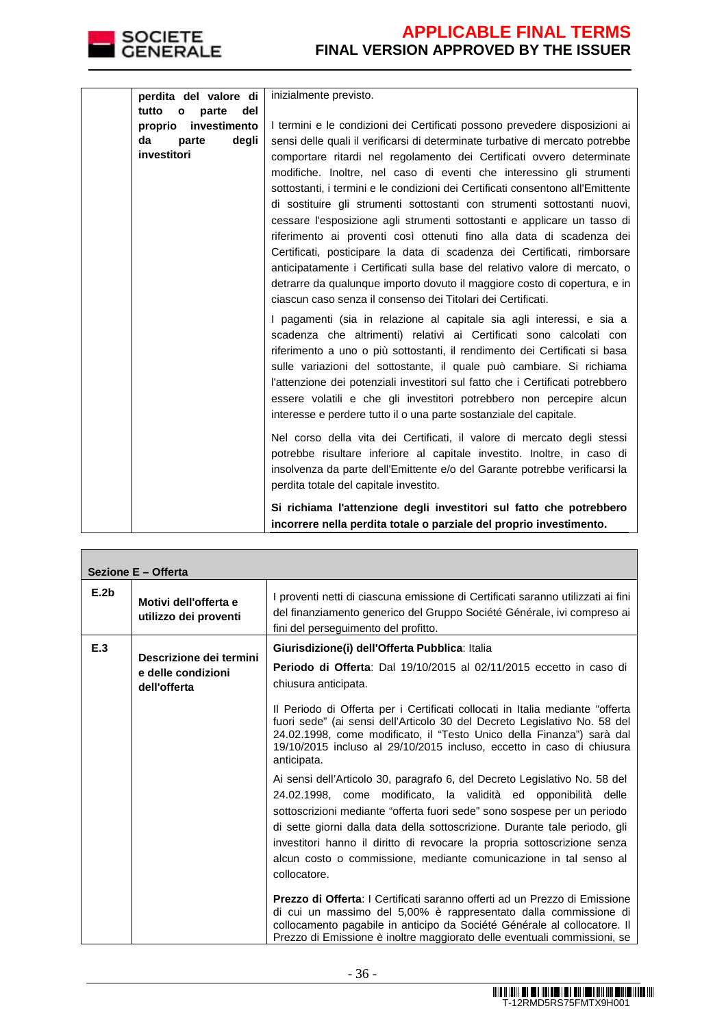| | perdita del valore di tutto o parte del proprio investimento da parte degli investitori | inizialmente previsto.<br><br>I termini e le condizioni dei Certificati possono prevedere disposizioni ai sensi delle quali il verificarsi di determinate turbative di mercato potrebbe comportare ritardi nel regolamento dei Certificati ovvero determinate modifiche. Inoltre, nel caso di eventi che interessino gli strumenti sottostanti, i termini e le condizioni dei Certificati consentono all'Emittente di sostituire gli strumenti sottostanti con strumenti sottostanti nuovi, cessare l'esposizione agli strumenti sottostanti e applicare un tasso di riferimento ai proventi così ottenuti fino alla data di scadenza dei Certificati, posticipare la data di scadenza dei Certificati, rimborsare anticipatamente i Certificati sulla base del relativo valore di mercato, o detrarre da qualunque importo dovuto il maggiore costo di copertura, e in ciascun caso senza il consenso dei Titolari dei Certificati.<br><br>I pagamenti (sia in relazione al capitale sia agli interessi, e sia a scadenza che altrimenti) relativi ai Certificati sono calcolati con riferimento a uno o più sottostanti, il rendimento dei Certificati si basa sulle variazioni del sottostante, il quale può cambiare. Si richiama l'attenzione dei potenziali investitori sul fatto che i Certificati potrebbero essere volatili e che gli investitori potrebbero non percepire alcun interesse e perdere tutto il o una parte sostanziale del capitale.<br><br>Nel corso della vita dei Certificati, il valore di mercato degli stessi potrebbe risultare inferiore al capitale investito. Inoltre, in caso di insolvenza da parte dell'Emittente e/o del Garante potrebbe verificarsi la perdita totale del capitale investito.<br><br>**Si richiama l'attenzione degli investitori sul fatto che potrebbero incorrere nella perdita totale o parziale del proprio investimento.** |

| **Sezione E – Offerta** | | |
|---|---|---|
| **E.2b** | **Motivi dell'offerta e utilizzo dei proventi** | I proventi netti di ciascuna emissione di Certificati saranno utilizzati ai fini del finanziamento generico del Gruppo Société Générale, ivi compreso ai fini del perseguimento del profitto. |
| **E.3** | **Descrizione dei termini e delle condizioni dell'offerta** | **Giurisdizione(i) dell'Offerta Pubblica**: Italia<br><br>**Periodo di Offerta**: Dal 19/10/2015 al 02/11/2015 eccetto in caso di chiusura anticipata.<br><br>Il Periodo di Offerta per i Certificati collocati in Italia mediante "offerta fuori sede" (ai sensi dell'Articolo 30 del Decreto Legislativo No. 58 del 24.02.1998, come modificato, il "Testo Unico della Finanza") sarà dal 19/10/2015 incluso al 29/10/2015 incluso, eccetto in caso di chiusura anticipata.<br><br>Ai sensi dell'Articolo 30, paragrafo 6, del Decreto Legislativo No. 58 del 24.02.1998, come modificato, la validità ed opponibilità delle sottoscrizioni mediante "offerta fuori sede" sono sospese per un periodo di sette giorni dalla data della sottoscrizione. Durante tale periodo, gli investitori hanno il diritto di revocare la propria sottoscrizione senza alcun costo o commissione, mediante comunicazione in tal senso al collocatore.<br><br>**Prezzo di Offerta**: I Certificati saranno offerti ad un Prezzo di Emissione di cui un massimo del 5,00% è rappresentato dalla commissione di collocamento pagabile in anticipo da Société Générale al collocatore. Il Prezzo di Emissione è inoltre maggiorato delle eventuali commissioni, se |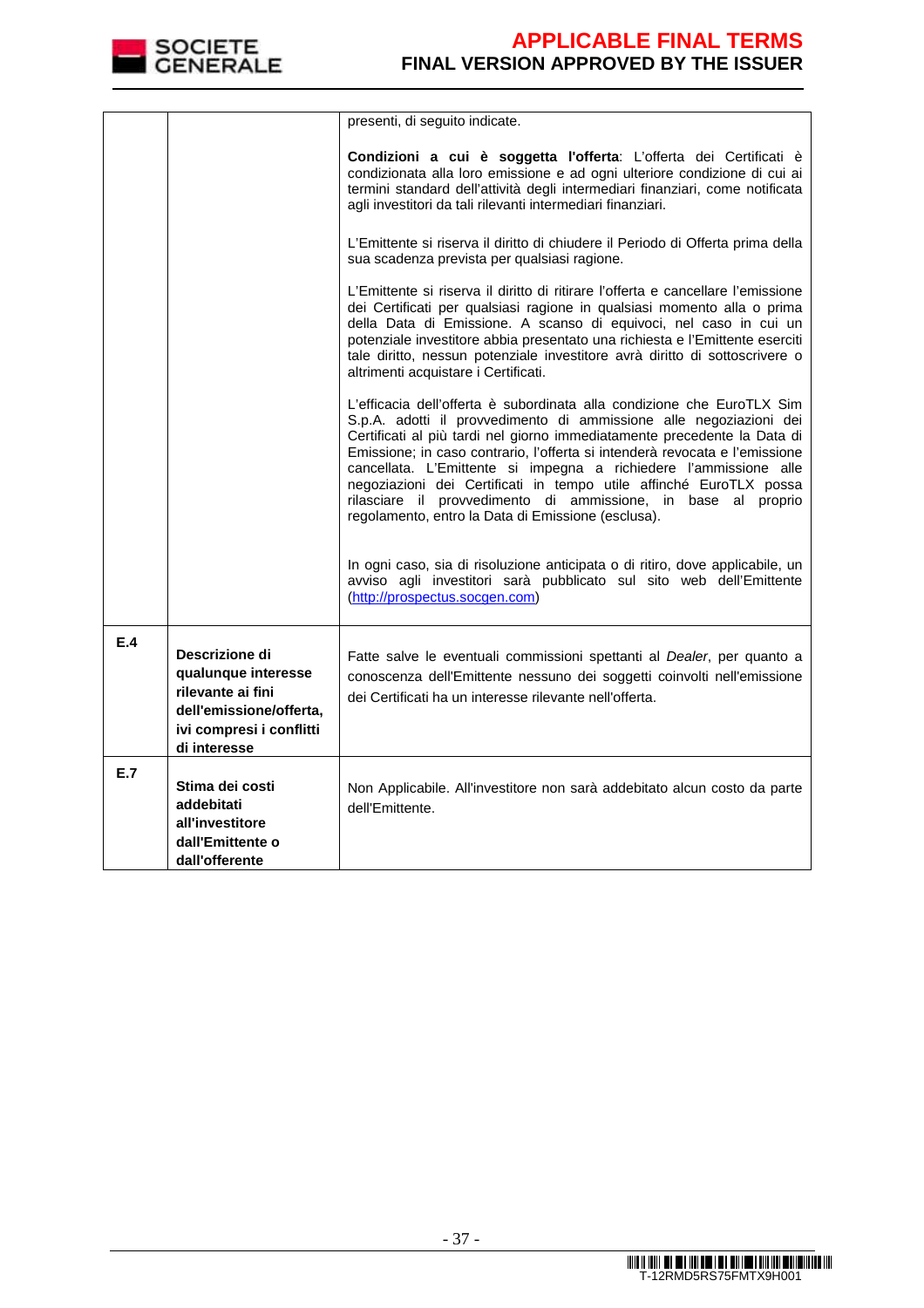| | | |
|---|---|---|
| | | presenti, di seguito indicate.<br><br>**Condizioni a cui è soggetta l'offerta**: L'offerta dei Certificati è condizionata alla loro emissione e ad ogni ulteriore condizione di cui ai termini standard dell'attività degli intermediari finanziari, come notificata agli investitori da tali rilevanti intermediari finanziari.<br><br>L'Emittente si riserva il diritto di chiudere il Periodo di Offerta prima della sua scadenza prevista per qualsiasi ragione.<br><br>L'Emittente si riserva il diritto di ritirare l'offerta e cancellare l'emissione dei Certificati per qualsiasi ragione in qualsiasi momento alla o prima della Data di Emissione. A scanso di equivoci, nel caso in cui un potenziale investitore abbia presentato una richiesta e l'Emittente eserciti tale diritto, nessun potenziale investitore avrà diritto di sottoscrivere o altrimenti acquistare i Certificati.<br><br>L'efficacia dell'offerta è subordinata alla condizione che EuroTLX Sim S.p.A. adotti il provvedimento di ammissione alle negoziazioni dei Certificati al più tardi nel giorno immediatamente precedente la Data di Emissione; in caso contrario, l'offerta si intenderà revocata e l'emissione cancellata. L'Emittente si impegna a richiedere l'ammissione alle negoziazioni dei Certificati in tempo utile affinché EuroTLX possa rilasciare il provvedimento di ammissione, in base al proprio regolamento, entro la Data di Emissione (esclusa).<br><br>In ogni caso, sia di risoluzione anticipata o di ritiro, dove applicabile, un avviso agli investitori sarà pubblicato sul sito web dell'Emittente (http://prospectus.socgen.com) |
| **E.4** | **Descrizione di qualunque interesse rilevante ai fini dell'emissione/offerta, ivi compresi i conflitti di interesse** | Fatte salve le eventuali commissioni spettanti al *Dealer*, per quanto a conoscenza dell'Emittente nessuno dei soggetti coinvolti nell'emissione dei Certificati ha un interesse rilevante nell'offerta. |
| **E.7** | **Stima dei costi addebitati all'investitore dall'Emittente o dall'offerente** | Non Applicabile. All'investitore non sarà addebitato alcun costo da parte dell'Emittente. |